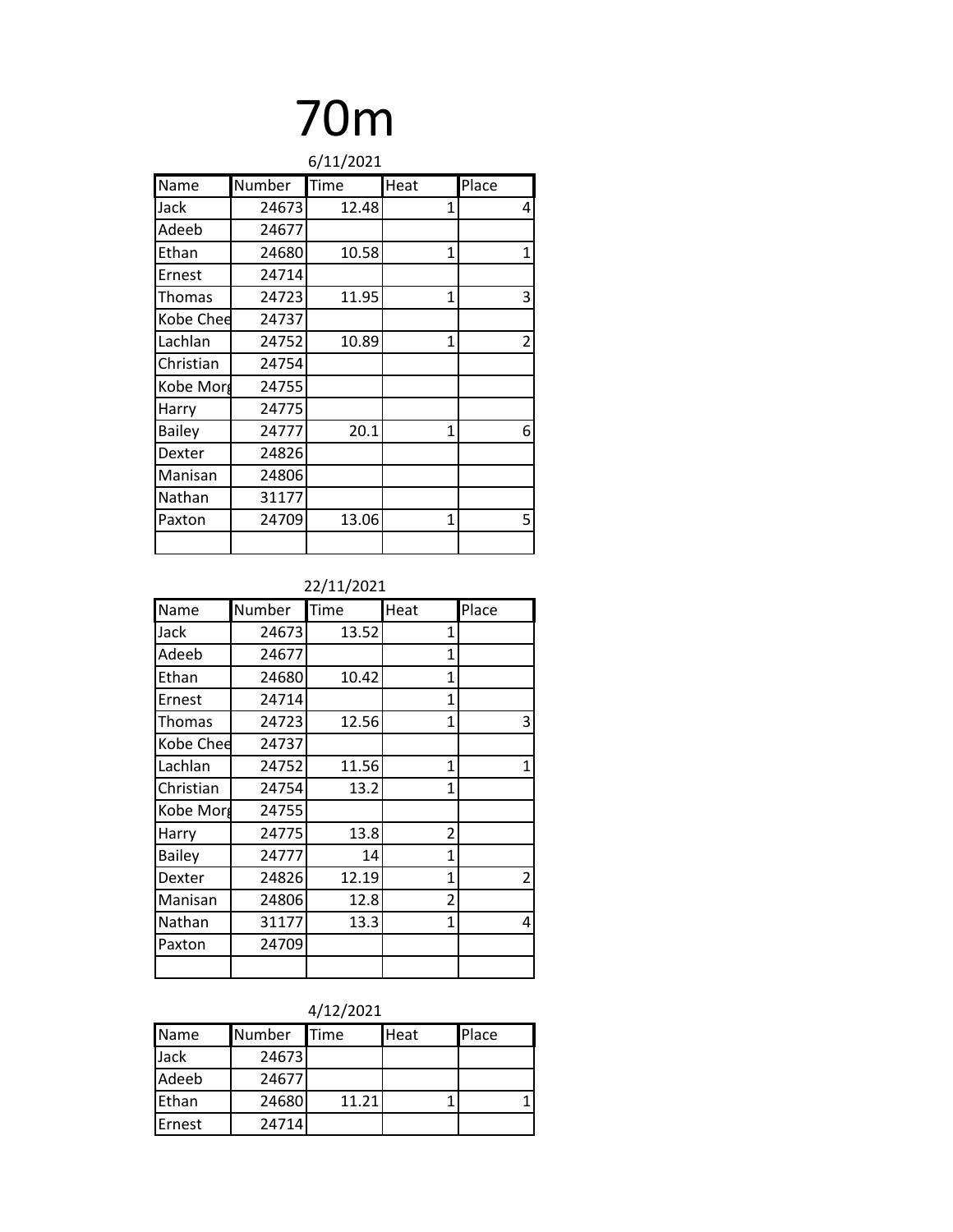# 70m

6/11/2021

| Name | Number | Time | Heat | Place |
|---|---|---|---|---|
| Jack | 24673 | 12.48 | 1 | 4 |
| Adeeb | 24677 | | | |
| Ethan | 24680 | 10.58 | 1 | 1 |
| Ernest | 24714 | | | |
| Thomas | 24723 | 11.95 | 1 | 3 |
| Kobe Chee | 24737 | | | |
| Lachlan | 24752 | 10.89 | 1 | 2 |
| Christian | 24754 | | | |
| Kobe Morg | 24755 | | | |
| Harry | 24775 | | | |
| Bailey | 24777 | 20.1 | 1 | 6 |
| Dexter | 24826 | | | |
| Manisan | 24806 | | | |
| Nathan | 31177 | | | |
| Paxton | 24709 | 13.06 | 1 | 5 |
| | | | | |

22/11/2021

| Name | Number | Time | Heat | Place |
|---|---|---|---|---|
| Jack | 24673 | 13.52 | 1 | |
| Adeeb | 24677 | | 1 | |
| Ethan | 24680 | 10.42 | 1 | |
| Ernest | 24714 | | 1 | |
| Thomas | 24723 | 12.56 | 1 | 3 |
| Kobe Chee | 24737 | | | |
| Lachlan | 24752 | 11.56 | 1 | 1 |
| Christian | 24754 | 13.2 | 1 | |
| Kobe Morg | 24755 | | | |
| Harry | 24775 | 13.8 | 2 | |
| Bailey | 24777 | 14 | 1 | |
| Dexter | 24826 | 12.19 | 1 | 2 |
| Manisan | 24806 | 12.8 | 2 | |
| Nathan | 31177 | 13.3 | 1 | 4 |
| Paxton | 24709 | | | |
| | | | | |

4/12/2021

| Name | Number | Time | Heat | Place |
|---|---|---|---|---|
| Jack | 24673 | | | |
| Adeeb | 24677 | | | |
| Ethan | 24680 | 11.21 | 1 | 1 |
| Ernest | 24714 | | | |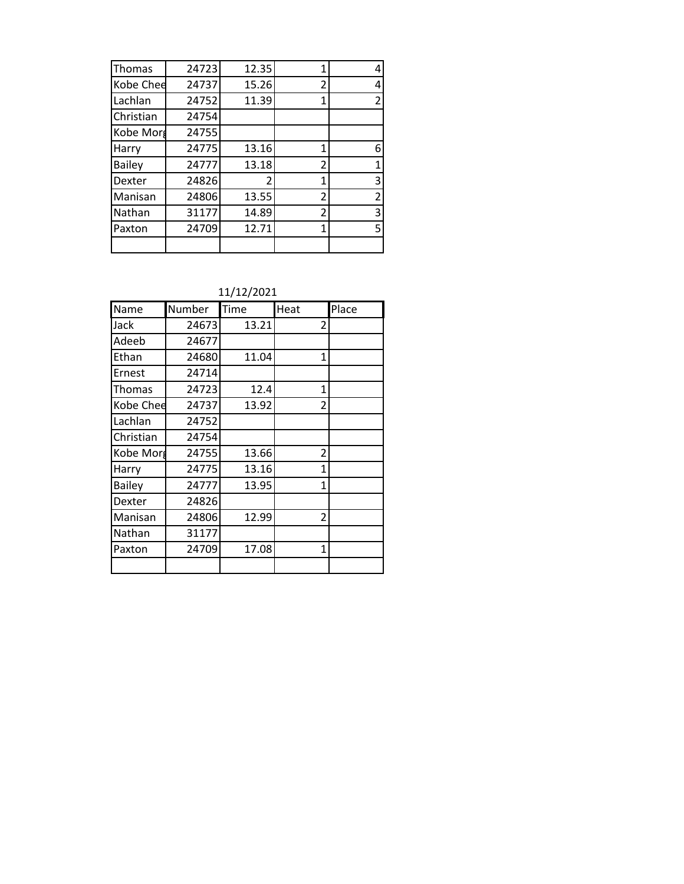| | | | | |
|---|---|---|---|---|
| Thomas | 24723 | 12.35 | 1 | 4 |
| Kobe Chee | 24737 | 15.26 | 2 | 4 |
| Lachlan | 24752 | 11.39 | 1 | 2 |
| Christian | 24754 | | | |
| Kobe Morg | 24755 | | | |
| Harry | 24775 | 13.16 | 1 | 6 |
| Bailey | 24777 | 13.18 | 2 | 1 |
| Dexter | 24826 | 2 | 1 | 3 |
| Manisan | 24806 | 13.55 | 2 | 2 |
| Nathan | 31177 | 14.89 | 2 | 3 |
| Paxton | 24709 | 12.71 | 1 | 5 |
| | | | | |

11/12/2021

| Name | Number | Time | Heat | Place |
|---|---|---|---|---|
| Jack | 24673 | 13.21 | 2 | |
| Adeeb | 24677 | | | |
| Ethan | 24680 | 11.04 | 1 | |
| Ernest | 24714 | | | |
| Thomas | 24723 | 12.4 | 1 | |
| Kobe Chee | 24737 | 13.92 | 2 | |
| Lachlan | 24752 | | | |
| Christian | 24754 | | | |
| Kobe Morg | 24755 | 13.66 | 2 | |
| Harry | 24775 | 13.16 | 1 | |
| Bailey | 24777 | 13.95 | 1 | |
| Dexter | 24826 | | | |
| Manisan | 24806 | 12.99 | 2 | |
| Nathan | 31177 | | | |
| Paxton | 24709 | 17.08 | 1 | |
| | | | | |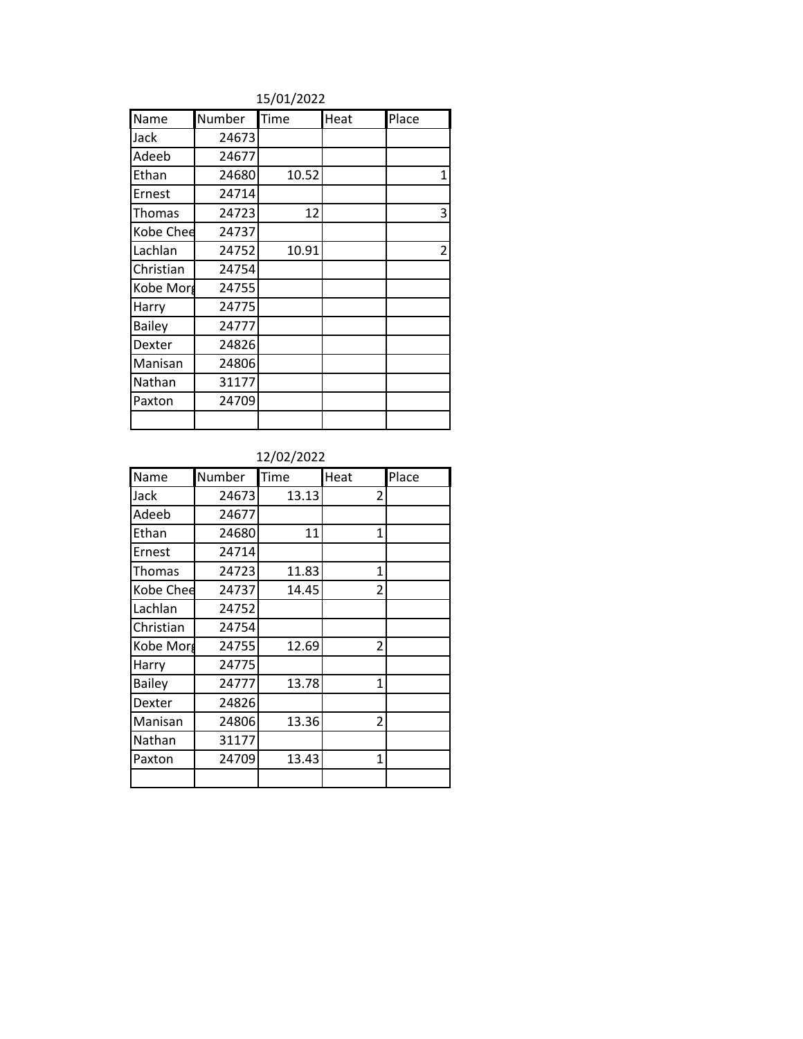15/01/2022

| Name | Number | Time | Heat | Place |
|---|---|---|---|---|
| Jack | 24673 | | | |
| Adeeb | 24677 | | | |
| Ethan | 24680 | 10.52 | | 1 |
| Ernest | 24714 | | | |
| Thomas | 24723 | 12 | | 3 |
| Kobe Chee | 24737 | | | |
| Lachlan | 24752 | 10.91 | | 2 |
| Christian | 24754 | | | |
| Kobe Morg | 24755 | | | |
| Harry | 24775 | | | |
| Bailey | 24777 | | | |
| Dexter | 24826 | | | |
| Manisan | 24806 | | | |
| Nathan | 31177 | | | |
| Paxton | 24709 | | | |
| | | | | |

12/02/2022

| Name | Number | Time | Heat | Place |
|---|---|---|---|---|
| Jack | 24673 | 13.13 | 2 | |
| Adeeb | 24677 | | | |
| Ethan | 24680 | 11 | 1 | |
| Ernest | 24714 | | | |
| Thomas | 24723 | 11.83 | 1 | |
| Kobe Chee | 24737 | 14.45 | 2 | |
| Lachlan | 24752 | | | |
| Christian | 24754 | | | |
| Kobe Morg | 24755 | 12.69 | 2 | |
| Harry | 24775 | | | |
| Bailey | 24777 | 13.78 | 1 | |
| Dexter | 24826 | | | |
| Manisan | 24806 | 13.36 | 2 | |
| Nathan | 31177 | | | |
| Paxton | 24709 | 13.43 | 1 | |
| | | | | |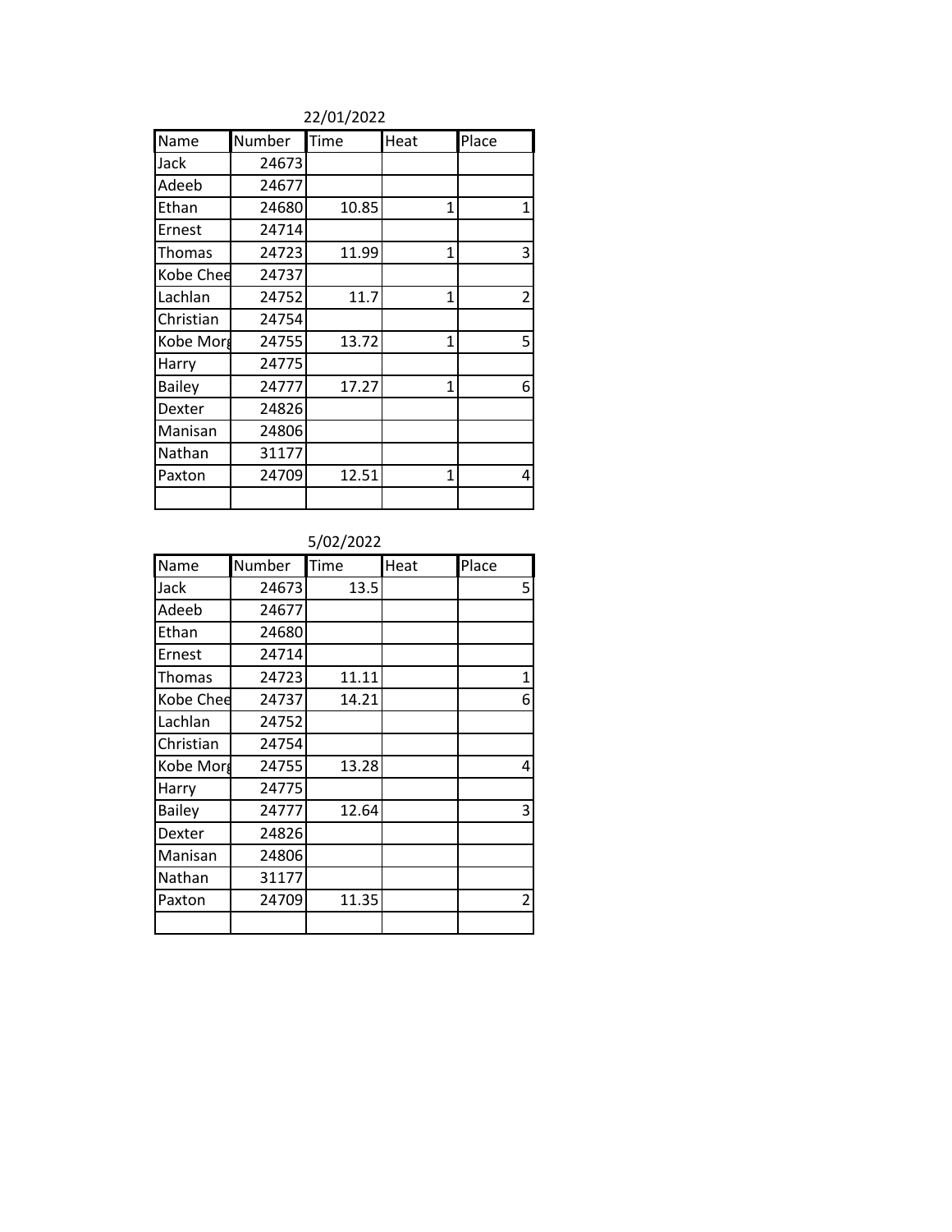22/01/2022

| Name | Number | Time | Heat | Place |
|---|---|---|---|---|
| Jack | 24673 | | | |
| Adeeb | 24677 | | | |
| Ethan | 24680 | 10.85 | 1 | 1 |
| Ernest | 24714 | | | |
| Thomas | 24723 | 11.99 | 1 | 3 |
| Kobe Chee | 24737 | | | |
| Lachlan | 24752 | 11.7 | 1 | 2 |
| Christian | 24754 | | | |
| Kobe Morg | 24755 | 13.72 | 1 | 5 |
| Harry | 24775 | | | |
| Bailey | 24777 | 17.27 | 1 | 6 |
| Dexter | 24826 | | | |
| Manisan | 24806 | | | |
| Nathan | 31177 | | | |
| Paxton | 24709 | 12.51 | 1 | 4 |
| | | | | |

5/02/2022

| Name | Number | Time | Heat | Place |
|---|---|---|---|---|
| Jack | 24673 | 13.5 | | 5 |
| Adeeb | 24677 | | | |
| Ethan | 24680 | | | |
| Ernest | 24714 | | | |
| Thomas | 24723 | 11.11 | | 1 |
| Kobe Chee | 24737 | 14.21 | | 6 |
| Lachlan | 24752 | | | |
| Christian | 24754 | | | |
| Kobe Morg | 24755 | 13.28 | | 4 |
| Harry | 24775 | | | |
| Bailey | 24777 | 12.64 | | 3 |
| Dexter | 24826 | | | |
| Manisan | 24806 | | | |
| Nathan | 31177 | | | |
| Paxton | 24709 | 11.35 | | 2 |
| | | | | |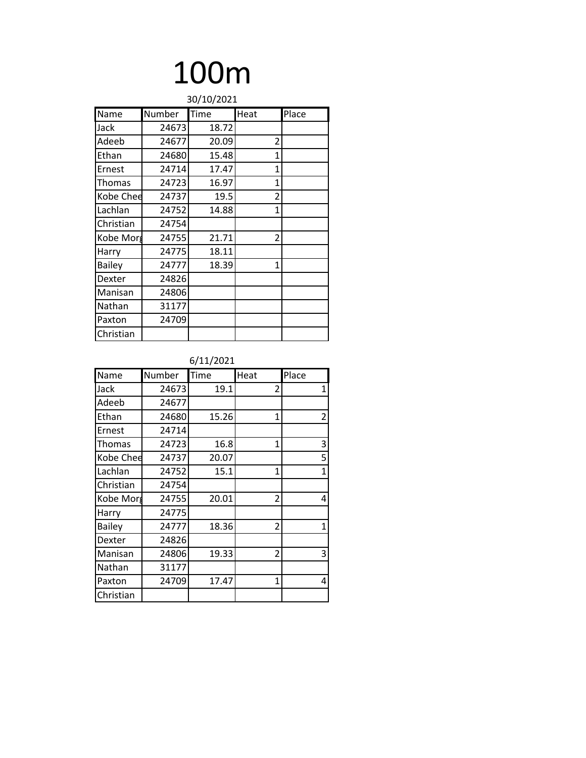# 100m

30/10/2021

| Name | Number | Time | Heat | Place |
|---|---|---|---|---|
| Jack | 24673 | 18.72 | | |
| Adeeb | 24677 | 20.09 | 2 | |
| Ethan | 24680 | 15.48 | 1 | |
| Ernest | 24714 | 17.47 | 1 | |
| Thomas | 24723 | 16.97 | 1 | |
| Kobe Chee | 24737 | 19.5 | 2 | |
| Lachlan | 24752 | 14.88 | 1 | |
| Christian | 24754 | | | |
| Kobe Morg | 24755 | 21.71 | 2 | |
| Harry | 24775 | 18.11 | | |
| Bailey | 24777 | 18.39 | 1 | |
| Dexter | 24826 | | | |
| Manisan | 24806 | | | |
| Nathan | 31177 | | | |
| Paxton | 24709 | | | |
| Christian | | | | |

6/11/2021

| Name | Number | Time | Heat | Place |
|---|---|---|---|---|
| Jack | 24673 | 19.1 | 2 | 1 |
| Adeeb | 24677 | | | |
| Ethan | 24680 | 15.26 | 1 | 2 |
| Ernest | 24714 | | | |
| Thomas | 24723 | 16.8 | 1 | 3 |
| Kobe Chee | 24737 | 20.07 | | 5 |
| Lachlan | 24752 | 15.1 | 1 | 1 |
| Christian | 24754 | | | |
| Kobe Morg | 24755 | 20.01 | 2 | 4 |
| Harry | 24775 | | | |
| Bailey | 24777 | 18.36 | 2 | 1 |
| Dexter | 24826 | | | |
| Manisan | 24806 | 19.33 | 2 | 3 |
| Nathan | 31177 | | | |
| Paxton | 24709 | 17.47 | 1 | 4 |
| Christian | | | | |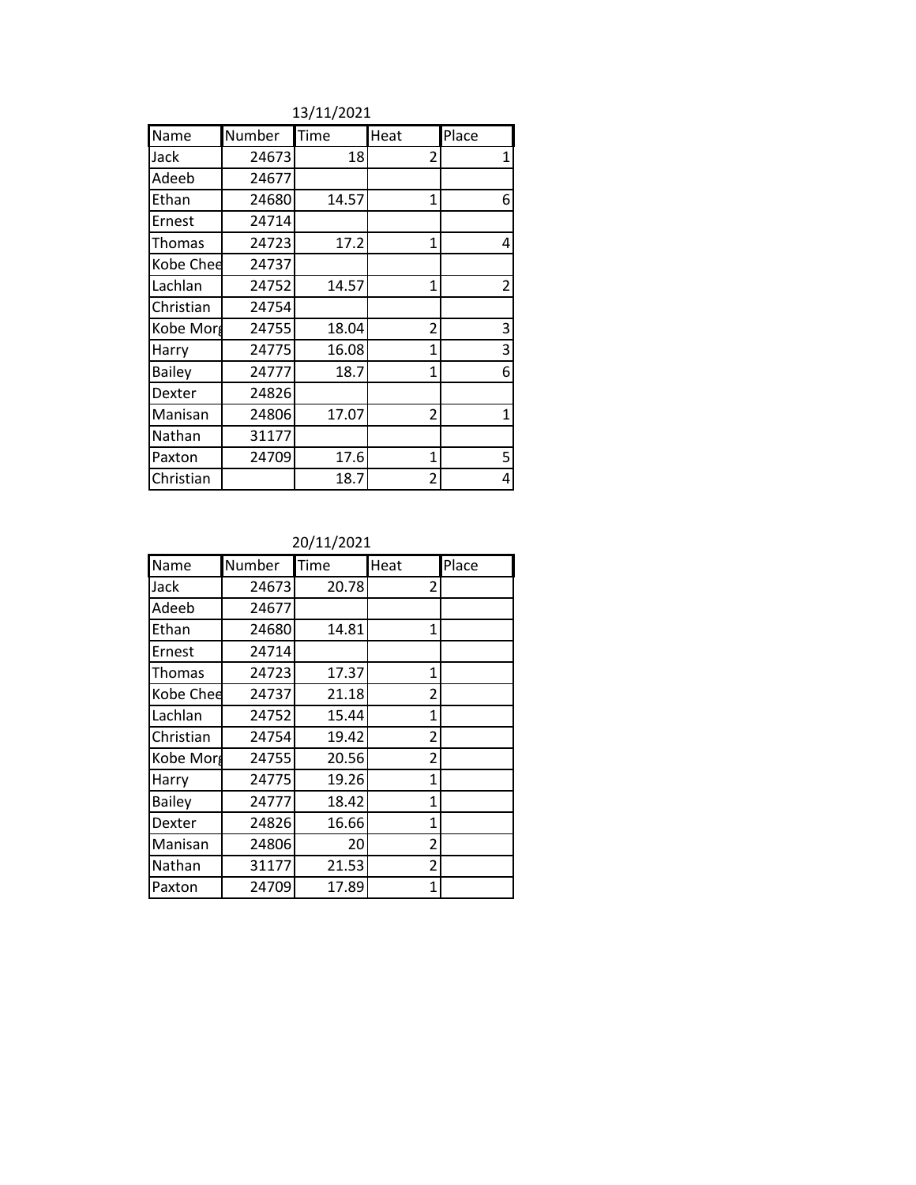13/11/2021

| Name | Number | Time | Heat | Place |
|---|---|---|---|---|
| Jack | 24673 | 18 | 2 | 1 |
| Adeeb | 24677 | | | |
| Ethan | 24680 | 14.57 | 1 | 6 |
| Ernest | 24714 | | | |
| Thomas | 24723 | 17.2 | 1 | 4 |
| Kobe Chee | 24737 | | | |
| Lachlan | 24752 | 14.57 | 1 | 2 |
| Christian | 24754 | | | |
| Kobe Morg | 24755 | 18.04 | 2 | 3 |
| Harry | 24775 | 16.08 | 1 | 3 |
| Bailey | 24777 | 18.7 | 1 | 6 |
| Dexter | 24826 | | | |
| Manisan | 24806 | 17.07 | 2 | 1 |
| Nathan | 31177 | | | |
| Paxton | 24709 | 17.6 | 1 | 5 |
| Christian | | 18.7 | 2 | 4 |

20/11/2021

| Name | Number | Time | Heat | Place |
|---|---|---|---|---|
| Jack | 24673 | 20.78 | 2 | |
| Adeeb | 24677 | | | |
| Ethan | 24680 | 14.81 | 1 | |
| Ernest | 24714 | | | |
| Thomas | 24723 | 17.37 | 1 | |
| Kobe Chee | 24737 | 21.18 | 2 | |
| Lachlan | 24752 | 15.44 | 1 | |
| Christian | 24754 | 19.42 | 2 | |
| Kobe Morg | 24755 | 20.56 | 2 | |
| Harry | 24775 | 19.26 | 1 | |
| Bailey | 24777 | 18.42 | 1 | |
| Dexter | 24826 | 16.66 | 1 | |
| Manisan | 24806 | 20 | 2 | |
| Nathan | 31177 | 21.53 | 2 | |
| Paxton | 24709 | 17.89 | 1 | |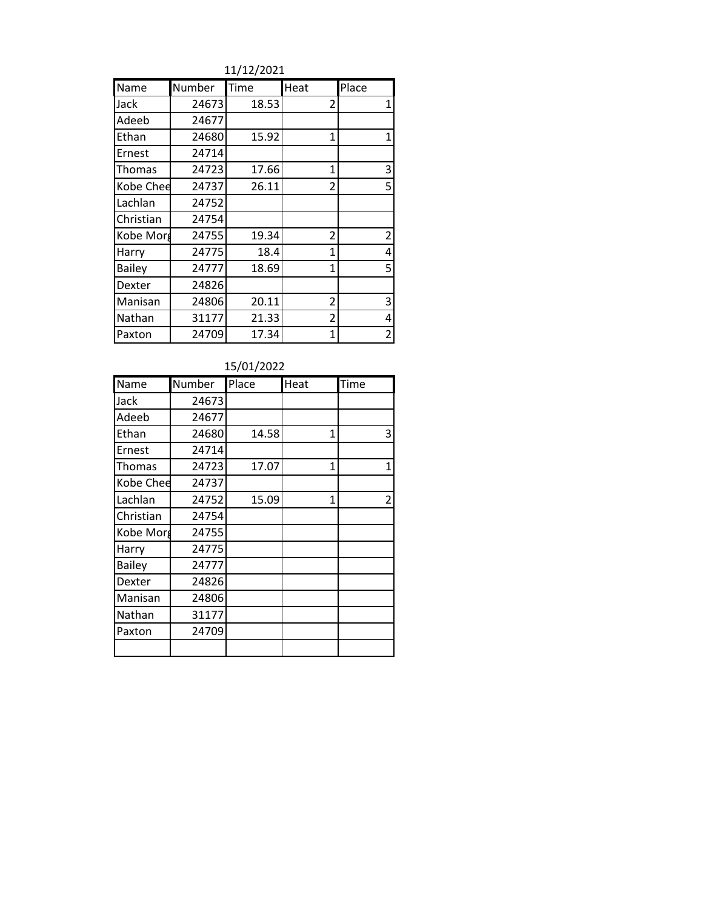11/12/2021

| Name | Number | Time | Heat | Place |
|---|---|---|---|---|
| Jack | 24673 | 18.53 | 2 | 1 |
| Adeeb | 24677 | | | |
| Ethan | 24680 | 15.92 | 1 | 1 |
| Ernest | 24714 | | | |
| Thomas | 24723 | 17.66 | 1 | 3 |
| Kobe Chee | 24737 | 26.11 | 2 | 5 |
| Lachlan | 24752 | | | |
| Christian | 24754 | | | |
| Kobe Morg | 24755 | 19.34 | 2 | 2 |
| Harry | 24775 | 18.4 | 1 | 4 |
| Bailey | 24777 | 18.69 | 1 | 5 |
| Dexter | 24826 | | | |
| Manisan | 24806 | 20.11 | 2 | 3 |
| Nathan | 31177 | 21.33 | 2 | 4 |
| Paxton | 24709 | 17.34 | 1 | 2 |

15/01/2022

| Name | Number | Place | Heat | Time |
|---|---|---|---|---|
| Jack | 24673 | | | |
| Adeeb | 24677 | | | |
| Ethan | 24680 | 14.58 | 1 | 3 |
| Ernest | 24714 | | | |
| Thomas | 24723 | 17.07 | 1 | 1 |
| Kobe Chee | 24737 | | | |
| Lachlan | 24752 | 15.09 | 1 | 2 |
| Christian | 24754 | | | |
| Kobe Morg | 24755 | | | |
| Harry | 24775 | | | |
| Bailey | 24777 | | | |
| Dexter | 24826 | | | |
| Manisan | 24806 | | | |
| Nathan | 31177 | | | |
| Paxton | 24709 | | | |
| | | | | |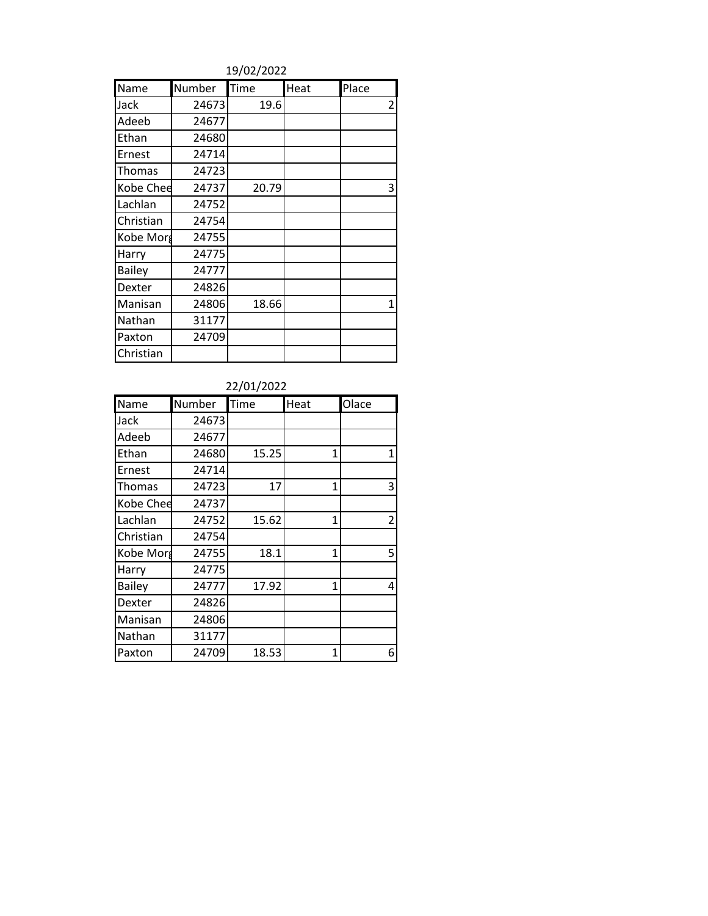19/02/2022

| Name | Number | Time | Heat | Place |
| --- | --- | --- | --- | --- |
| Jack | 24673 | 19.6 | | 2 |
| Adeeb | 24677 | | | |
| Ethan | 24680 | | | |
| Ernest | 24714 | | | |
| Thomas | 24723 | | | |
| Kobe Chee | 24737 | 20.79 | | 3 |
| Lachlan | 24752 | | | |
| Christian | 24754 | | | |
| Kobe Morg | 24755 | | | |
| Harry | 24775 | | | |
| Bailey | 24777 | | | |
| Dexter | 24826 | | | |
| Manisan | 24806 | 18.66 | | 1 |
| Nathan | 31177 | | | |
| Paxton | 24709 | | | |
| Christian | | | | |

22/01/2022

| Name | Number | Time | Heat | Olace |
| --- | --- | --- | --- | --- |
| Jack | 24673 | | | |
| Adeeb | 24677 | | | |
| Ethan | 24680 | 15.25 | 1 | 1 |
| Ernest | 24714 | | | |
| Thomas | 24723 | 17 | 1 | 3 |
| Kobe Chee | 24737 | | | |
| Lachlan | 24752 | 15.62 | 1 | 2 |
| Christian | 24754 | | | |
| Kobe Morg | 24755 | 18.1 | 1 | 5 |
| Harry | 24775 | | | |
| Bailey | 24777 | 17.92 | 1 | 4 |
| Dexter | 24826 | | | |
| Manisan | 24806 | | | |
| Nathan | 31177 | | | |
| Paxton | 24709 | 18.53 | 1 | 6 |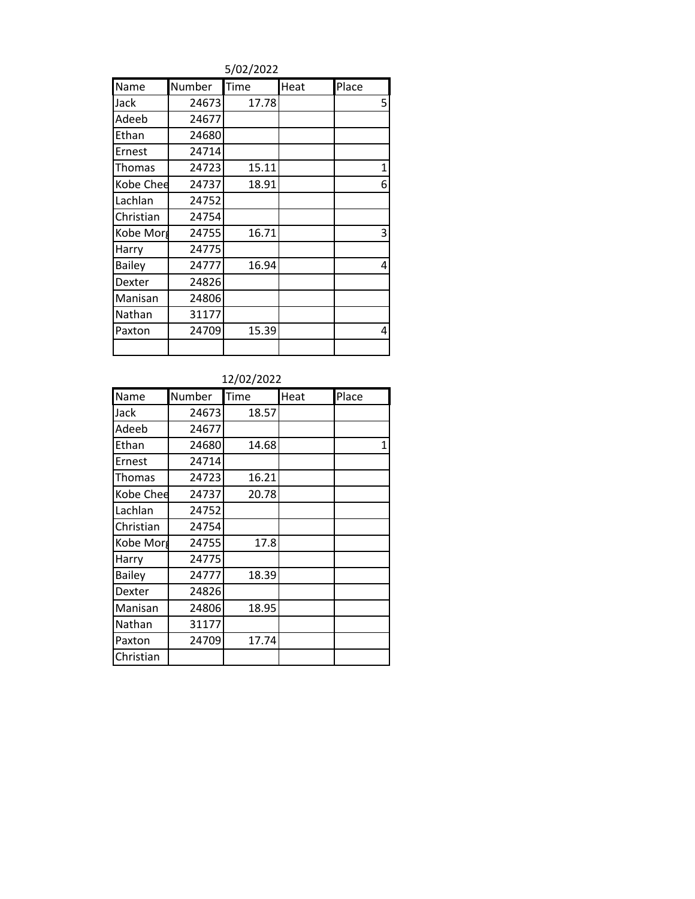5/02/2022

| Name | Number | Time | Heat | Place |
|---|---|---|---|---|
| Jack | 24673 | 17.78 | | 5 |
| Adeeb | 24677 | | | |
| Ethan | 24680 | | | |
| Ernest | 24714 | | | |
| Thomas | 24723 | 15.11 | | 1 |
| Kobe Chee | 24737 | 18.91 | | 6 |
| Lachlan | 24752 | | | |
| Christian | 24754 | | | |
| Kobe Morg | 24755 | 16.71 | | 3 |
| Harry | 24775 | | | |
| Bailey | 24777 | 16.94 | | 4 |
| Dexter | 24826 | | | |
| Manisan | 24806 | | | |
| Nathan | 31177 | | | |
| Paxton | 24709 | 15.39 | | 4 |
| | | | | |

12/02/2022

| Name | Number | Time | Heat | Place |
|---|---|---|---|---|
| Jack | 24673 | 18.57 | | |
| Adeeb | 24677 | | | |
| Ethan | 24680 | 14.68 | | 1 |
| Ernest | 24714 | | | |
| Thomas | 24723 | 16.21 | | |
| Kobe Chee | 24737 | 20.78 | | |
| Lachlan | 24752 | | | |
| Christian | 24754 | | | |
| Kobe Morg | 24755 | 17.8 | | |
| Harry | 24775 | | | |
| Bailey | 24777 | 18.39 | | |
| Dexter | 24826 | | | |
| Manisan | 24806 | 18.95 | | |
| Nathan | 31177 | | | |
| Paxton | 24709 | 17.74 | | |
| Christian | | | | |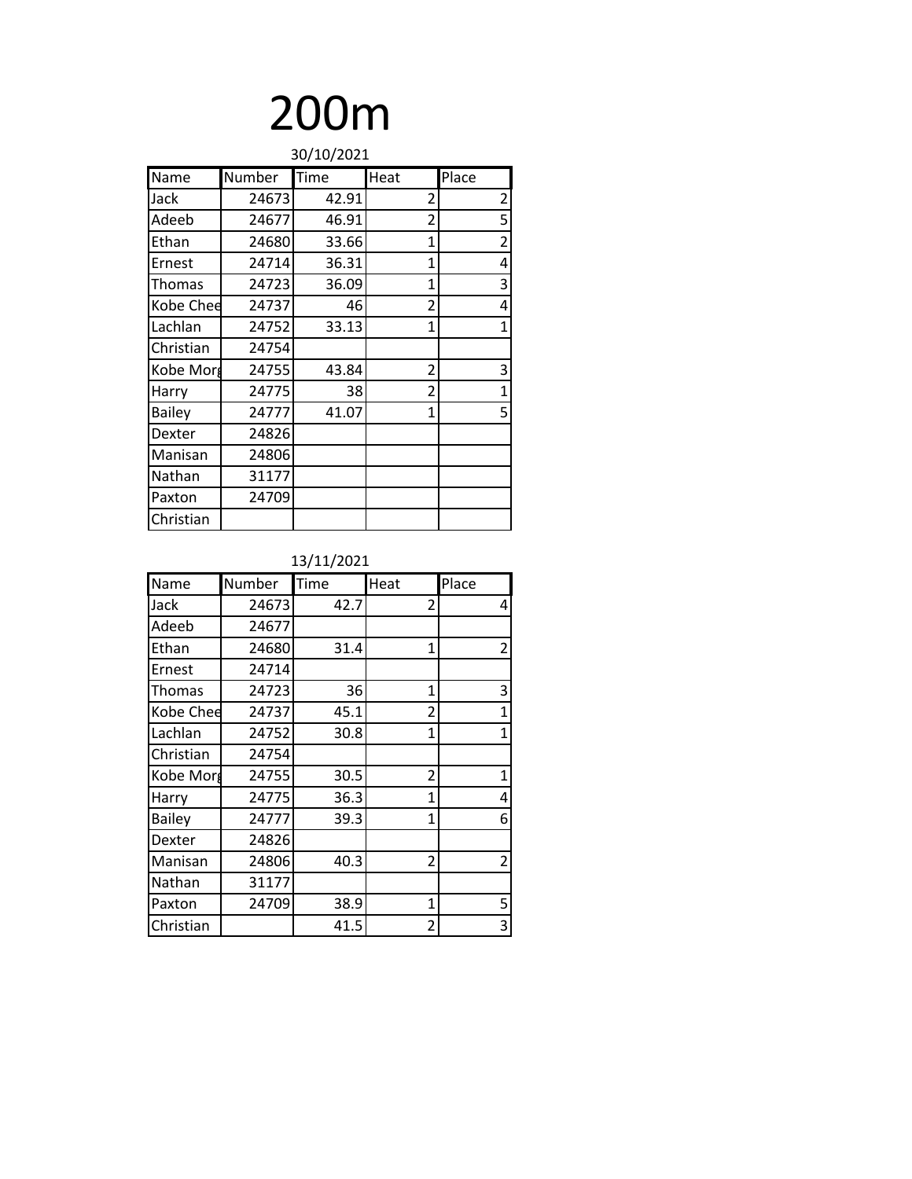# 200m

30/10/2021

| Name | Number | Time | Heat | Place |
|---|---|---|---|---|
| Jack | 24673 | 42.91 | 2 | 2 |
| Adeeb | 24677 | 46.91 | 2 | 5 |
| Ethan | 24680 | 33.66 | 1 | 2 |
| Ernest | 24714 | 36.31 | 1 | 4 |
| Thomas | 24723 | 36.09 | 1 | 3 |
| Kobe Chee | 24737 | 46 | 2 | 4 |
| Lachlan | 24752 | 33.13 | 1 | 1 |
| Christian | 24754 | | | |
| Kobe Morg | 24755 | 43.84 | 2 | 3 |
| Harry | 24775 | 38 | 2 | 1 |
| Bailey | 24777 | 41.07 | 1 | 5 |
| Dexter | 24826 | | | |
| Manisan | 24806 | | | |
| Nathan | 31177 | | | |
| Paxton | 24709 | | | |
| Christian | | | | |

13/11/2021

| Name | Number | Time | Heat | Place |
|---|---|---|---|---|
| Jack | 24673 | 42.7 | 2 | 4 |
| Adeeb | 24677 | | | |
| Ethan | 24680 | 31.4 | 1 | 2 |
| Ernest | 24714 | | | |
| Thomas | 24723 | 36 | 1 | 3 |
| Kobe Chee | 24737 | 45.1 | 2 | 1 |
| Lachlan | 24752 | 30.8 | 1 | 1 |
| Christian | 24754 | | | |
| Kobe Morg | 24755 | 30.5 | 2 | 1 |
| Harry | 24775 | 36.3 | 1 | 4 |
| Bailey | 24777 | 39.3 | 1 | 6 |
| Dexter | 24826 | | | |
| Manisan | 24806 | 40.3 | 2 | 2 |
| Nathan | 31177 | | | |
| Paxton | 24709 | 38.9 | 1 | 5 |
| Christian | | 41.5 | 2 | 3 |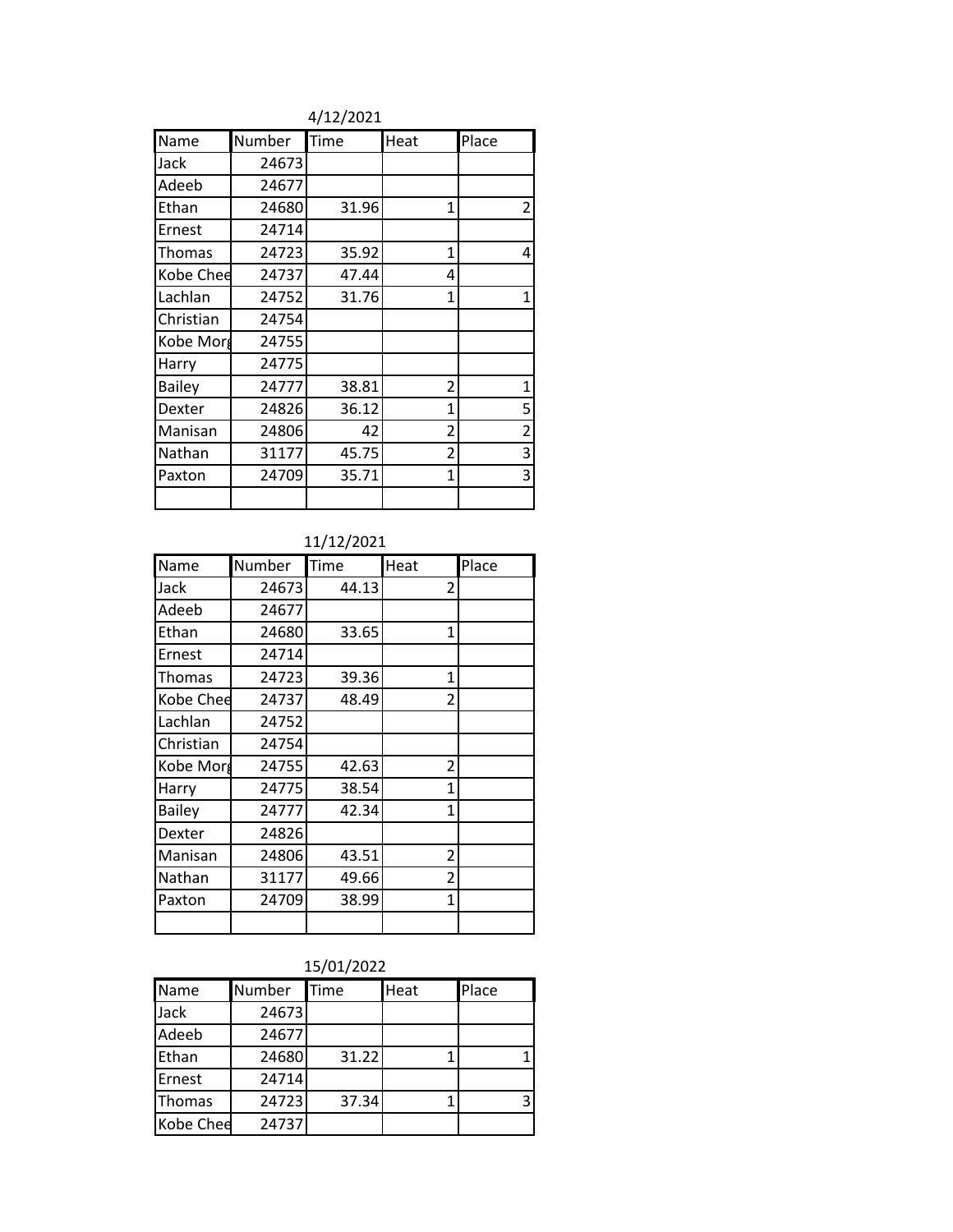4/12/2021

| Name | Number | Time | Heat | Place |
|---|---|---|---|---|
| Jack | 24673 | | | |
| Adeeb | 24677 | | | |
| Ethan | 24680 | 31.96 | 1 | 2 |
| Ernest | 24714 | | | |
| Thomas | 24723 | 35.92 | 1 | 4 |
| Kobe Chee | 24737 | 47.44 | 4 | |
| Lachlan | 24752 | 31.76 | 1 | 1 |
| Christian | 24754 | | | |
| Kobe Morg | 24755 | | | |
| Harry | 24775 | | | |
| Bailey | 24777 | 38.81 | 2 | 1 |
| Dexter | 24826 | 36.12 | 1 | 5 |
| Manisan | 24806 | 42 | 2 | 2 |
| Nathan | 31177 | 45.75 | 2 | 3 |
| Paxton | 24709 | 35.71 | 1 | 3 |
| | | | | |

11/12/2021

| Name | Number | Time | Heat | Place |
|---|---|---|---|---|
| Jack | 24673 | 44.13 | 2 | |
| Adeeb | 24677 | | | |
| Ethan | 24680 | 33.65 | 1 | |
| Ernest | 24714 | | | |
| Thomas | 24723 | 39.36 | 1 | |
| Kobe Chee | 24737 | 48.49 | 2 | |
| Lachlan | 24752 | | | |
| Christian | 24754 | | | |
| Kobe Morg | 24755 | 42.63 | 2 | |
| Harry | 24775 | 38.54 | 1 | |
| Bailey | 24777 | 42.34 | 1 | |
| Dexter | 24826 | | | |
| Manisan | 24806 | 43.51 | 2 | |
| Nathan | 31177 | 49.66 | 2 | |
| Paxton | 24709 | 38.99 | 1 | |
| | | | | |

15/01/2022

| Name | Number | Time | Heat | Place |
|---|---|---|---|---|
| Jack | 24673 | | | |
| Adeeb | 24677 | | | |
| Ethan | 24680 | 31.22 | 1 | 1 |
| Ernest | 24714 | | | |
| Thomas | 24723 | 37.34 | 1 | 3 |
| Kobe Chee | 24737 | | | |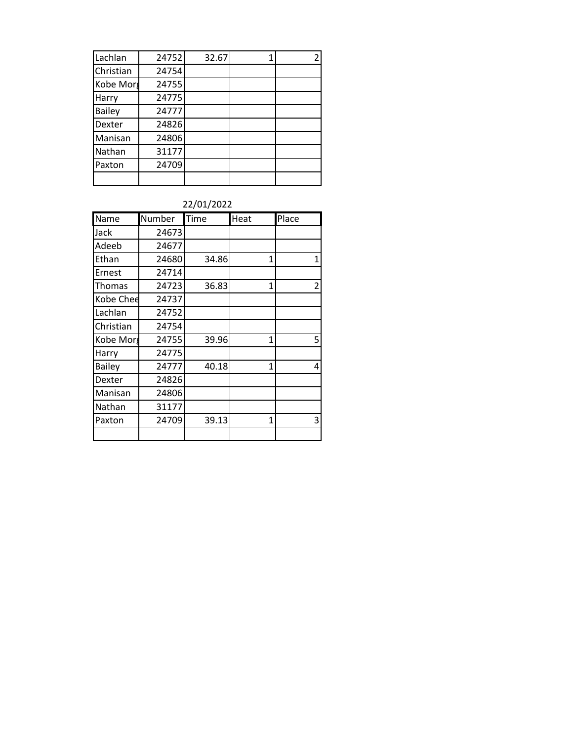| | | | | |
|---|---|---|---|---|
| Lachlan | 24752 | 32.67 | 1 | 2 |
| Christian | 24754 | | | |
| Kobe Morg | 24755 | | | |
| Harry | 24775 | | | |
| Bailey | 24777 | | | |
| Dexter | 24826 | | | |
| Manisan | 24806 | | | |
| Nathan | 31177 | | | |
| Paxton | 24709 | | | |
| | | | | |

22/01/2022

| Name | Number | Time | Heat | Place |
|---|---|---|---|---|
| Jack | 24673 | | | |
| Adeeb | 24677 | | | |
| Ethan | 24680 | 34.86 | 1 | 1 |
| Ernest | 24714 | | | |
| Thomas | 24723 | 36.83 | 1 | 2 |
| Kobe Chee | 24737 | | | |
| Lachlan | 24752 | | | |
| Christian | 24754 | | | |
| Kobe Morg | 24755 | 39.96 | 1 | 5 |
| Harry | 24775 | | | |
| Bailey | 24777 | 40.18 | 1 | 4 |
| Dexter | 24826 | | | |
| Manisan | 24806 | | | |
| Nathan | 31177 | | | |
| Paxton | 24709 | 39.13 | 1 | 3 |
| | | | | |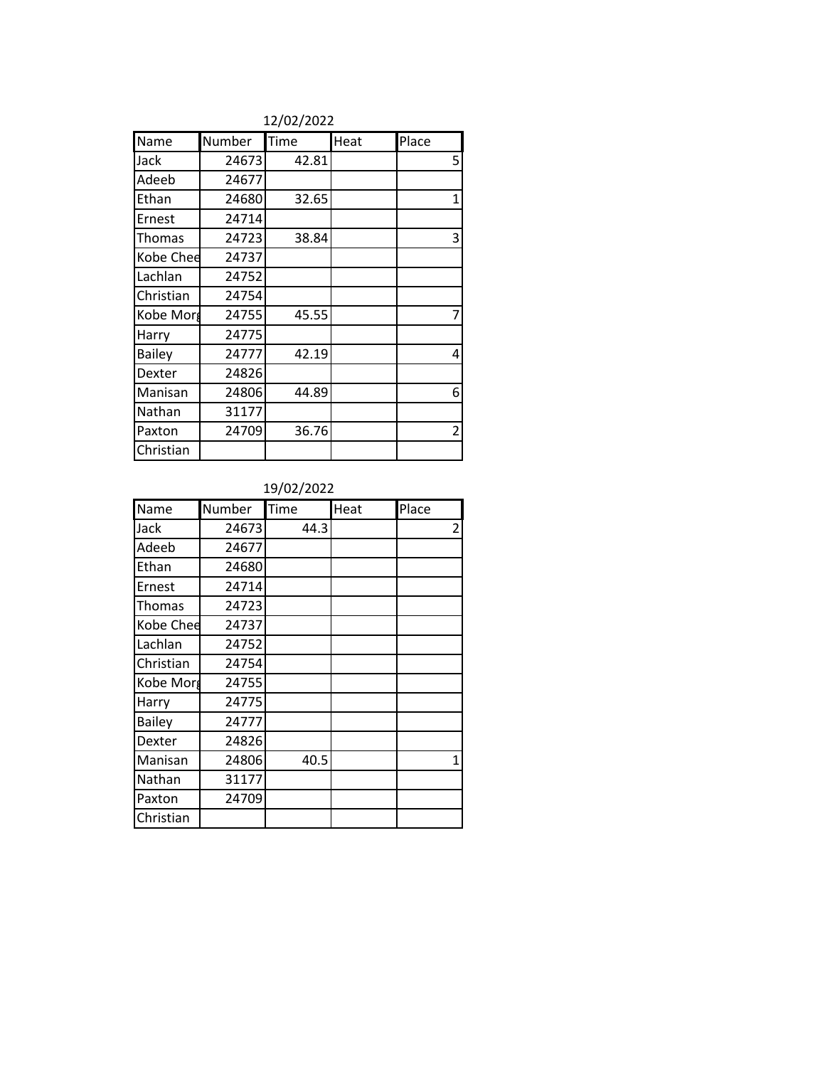12/02/2022

| Name | Number | Time | Heat | Place |
|---|---|---|---|---|
| Jack | 24673 | 42.81 | | 5 |
| Adeeb | 24677 | | | |
| Ethan | 24680 | 32.65 | | 1 |
| Ernest | 24714 | | | |
| Thomas | 24723 | 38.84 | | 3 |
| Kobe Chee | 24737 | | | |
| Lachlan | 24752 | | | |
| Christian | 24754 | | | |
| Kobe Morg | 24755 | 45.55 | | 7 |
| Harry | 24775 | | | |
| Bailey | 24777 | 42.19 | | 4 |
| Dexter | 24826 | | | |
| Manisan | 24806 | 44.89 | | 6 |
| Nathan | 31177 | | | |
| Paxton | 24709 | 36.76 | | 2 |
| Christian | | | | |

19/02/2022

| Name | Number | Time | Heat | Place |
|---|---|---|---|---|
| Jack | 24673 | 44.3 | | 2 |
| Adeeb | 24677 | | | |
| Ethan | 24680 | | | |
| Ernest | 24714 | | | |
| Thomas | 24723 | | | |
| Kobe Chee | 24737 | | | |
| Lachlan | 24752 | | | |
| Christian | 24754 | | | |
| Kobe Morg | 24755 | | | |
| Harry | 24775 | | | |
| Bailey | 24777 | | | |
| Dexter | 24826 | | | |
| Manisan | 24806 | 40.5 | | 1 |
| Nathan | 31177 | | | |
| Paxton | 24709 | | | |
| Christian | | | | |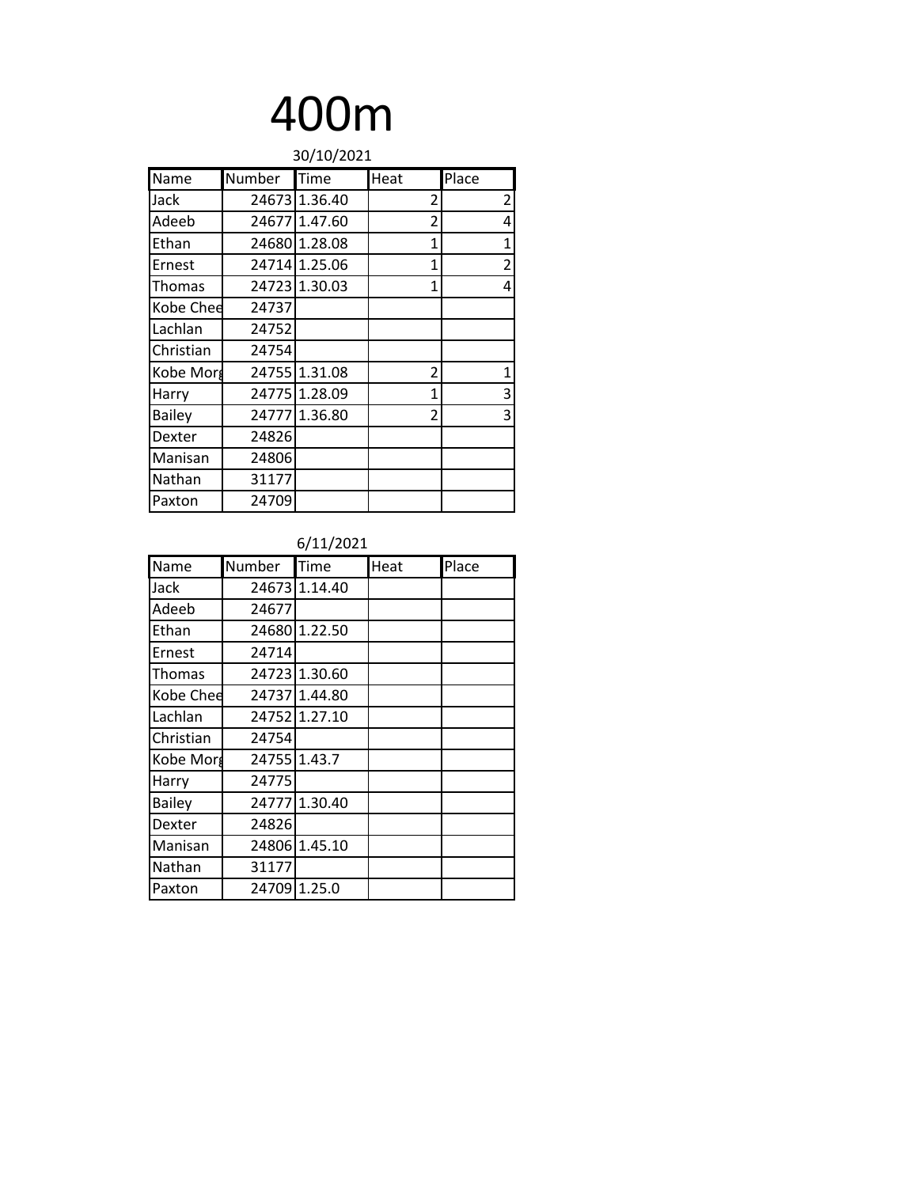# 400m

30/10/2021

| Name | Number | Time | Heat | Place |
|---|---|---|---|---|
| Jack | 24673 | 1.36.40 | 2 | 2 |
| Adeeb | 24677 | 1.47.60 | 2 | 4 |
| Ethan | 24680 | 1.28.08 | 1 | 1 |
| Ernest | 24714 | 1.25.06 | 1 | 2 |
| Thomas | 24723 | 1.30.03 | 1 | 4 |
| Kobe Chee | 24737 | | | |
| Lachlan | 24752 | | | |
| Christian | 24754 | | | |
| Kobe Morg | 24755 | 1.31.08 | 2 | 1 |
| Harry | 24775 | 1.28.09 | 1 | 3 |
| Bailey | 24777 | 1.36.80 | 2 | 3 |
| Dexter | 24826 | | | |
| Manisan | 24806 | | | |
| Nathan | 31177 | | | |
| Paxton | 24709 | | | |

6/11/2021

| Name | Number | Time | Heat | Place |
|---|---|---|---|---|
| Jack | 24673 | 1.14.40 | | |
| Adeeb | 24677 | | | |
| Ethan | 24680 | 1.22.50 | | |
| Ernest | 24714 | | | |
| Thomas | 24723 | 1.30.60 | | |
| Kobe Chee | 24737 | 1.44.80 | | |
| Lachlan | 24752 | 1.27.10 | | |
| Christian | 24754 | | | |
| Kobe Morg | 24755 | 1.43.7 | | |
| Harry | 24775 | | | |
| Bailey | 24777 | 1.30.40 | | |
| Dexter | 24826 | | | |
| Manisan | 24806 | 1.45.10 | | |
| Nathan | 31177 | | | |
| Paxton | 24709 | 1.25.0 | | |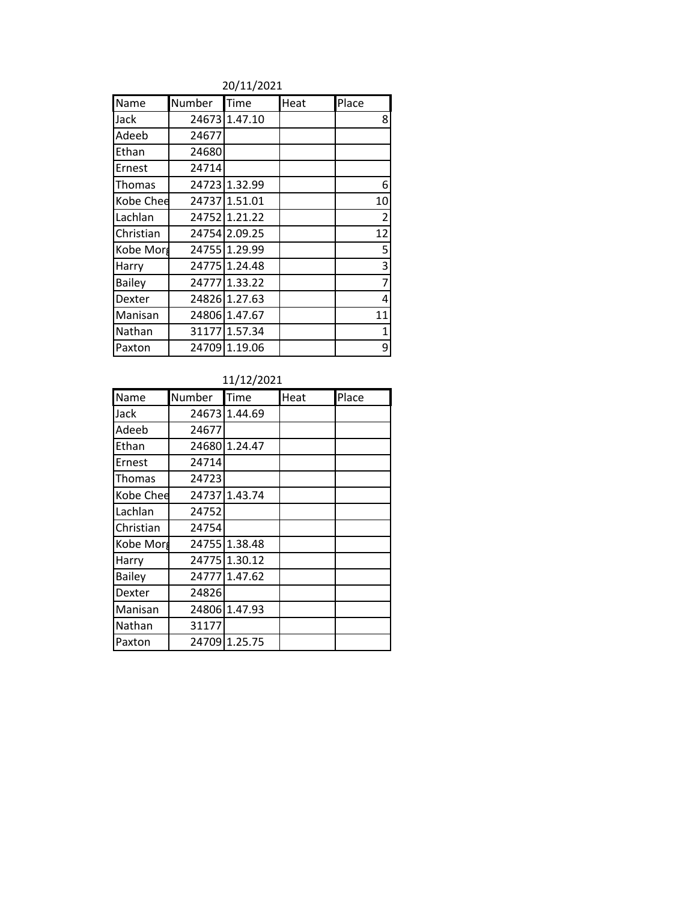20/11/2021

| Name | Number | Time | Heat | Place |
|---|---|---|---|---|
| Jack | 24673 | 1.47.10 | | 8 |
| Adeeb | 24677 | | | |
| Ethan | 24680 | | | |
| Ernest | 24714 | | | |
| Thomas | 24723 | 1.32.99 | | 6 |
| Kobe Chee | 24737 | 1.51.01 | | 10 |
| Lachlan | 24752 | 1.21.22 | | 2 |
| Christian | 24754 | 2.09.25 | | 12 |
| Kobe Morg | 24755 | 1.29.99 | | 5 |
| Harry | 24775 | 1.24.48 | | 3 |
| Bailey | 24777 | 1.33.22 | | 7 |
| Dexter | 24826 | 1.27.63 | | 4 |
| Manisan | 24806 | 1.47.67 | | 11 |
| Nathan | 31177 | 1.57.34 | | 1 |
| Paxton | 24709 | 1.19.06 | | 9 |

11/12/2021

| Name | Number | Time | Heat | Place |
|---|---|---|---|---|
| Jack | 24673 | 1.44.69 | | |
| Adeeb | 24677 | | | |
| Ethan | 24680 | 1.24.47 | | |
| Ernest | 24714 | | | |
| Thomas | 24723 | | | |
| Kobe Chee | 24737 | 1.43.74 | | |
| Lachlan | 24752 | | | |
| Christian | 24754 | | | |
| Kobe Morg | 24755 | 1.38.48 | | |
| Harry | 24775 | 1.30.12 | | |
| Bailey | 24777 | 1.47.62 | | |
| Dexter | 24826 | | | |
| Manisan | 24806 | 1.47.93 | | |
| Nathan | 31177 | | | |
| Paxton | 24709 | 1.25.75 | | |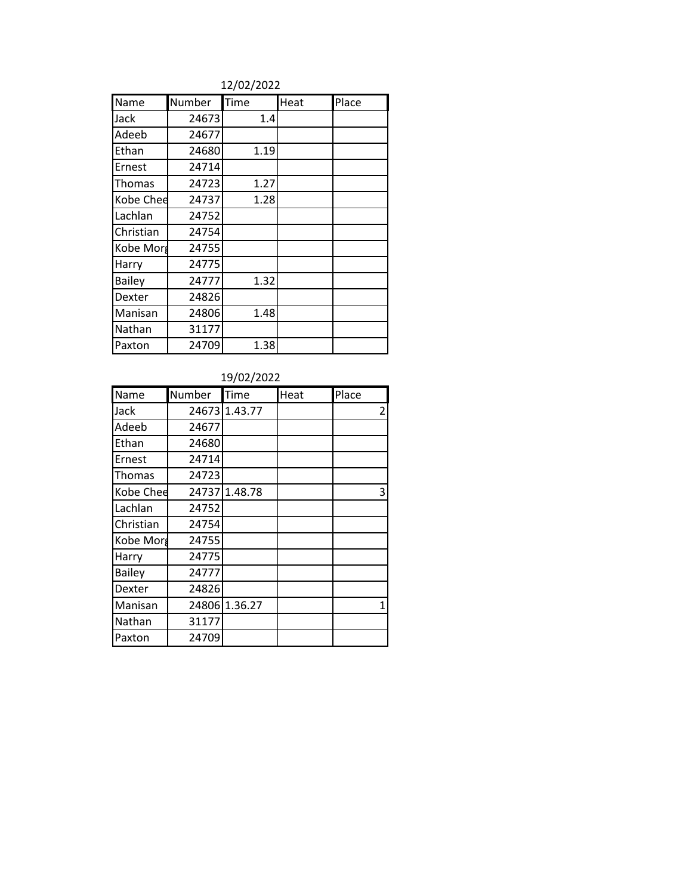12/02/2022

| Name | Number | Time | Heat | Place |
|---|---|---|---|---|
| Jack | 24673 | 1.4 | | |
| Adeeb | 24677 | | | |
| Ethan | 24680 | 1.19 | | |
| Ernest | 24714 | | | |
| Thomas | 24723 | 1.27 | | |
| Kobe Chee | 24737 | 1.28 | | |
| Lachlan | 24752 | | | |
| Christian | 24754 | | | |
| Kobe Morg | 24755 | | | |
| Harry | 24775 | | | |
| Bailey | 24777 | 1.32 | | |
| Dexter | 24826 | | | |
| Manisan | 24806 | 1.48 | | |
| Nathan | 31177 | | | |
| Paxton | 24709 | 1.38 | | |

19/02/2022

| Name | Number | Time | Heat | Place |
|---|---|---|---|---|
| Jack | 24673 | 1.43.77 | | 2 |
| Adeeb | 24677 | | | |
| Ethan | 24680 | | | |
| Ernest | 24714 | | | |
| Thomas | 24723 | | | |
| Kobe Chee | 24737 | 1.48.78 | | 3 |
| Lachlan | 24752 | | | |
| Christian | 24754 | | | |
| Kobe Morg | 24755 | | | |
| Harry | 24775 | | | |
| Bailey | 24777 | | | |
| Dexter | 24826 | | | |
| Manisan | 24806 | 1.36.27 | | 1 |
| Nathan | 31177 | | | |
| Paxton | 24709 | | | |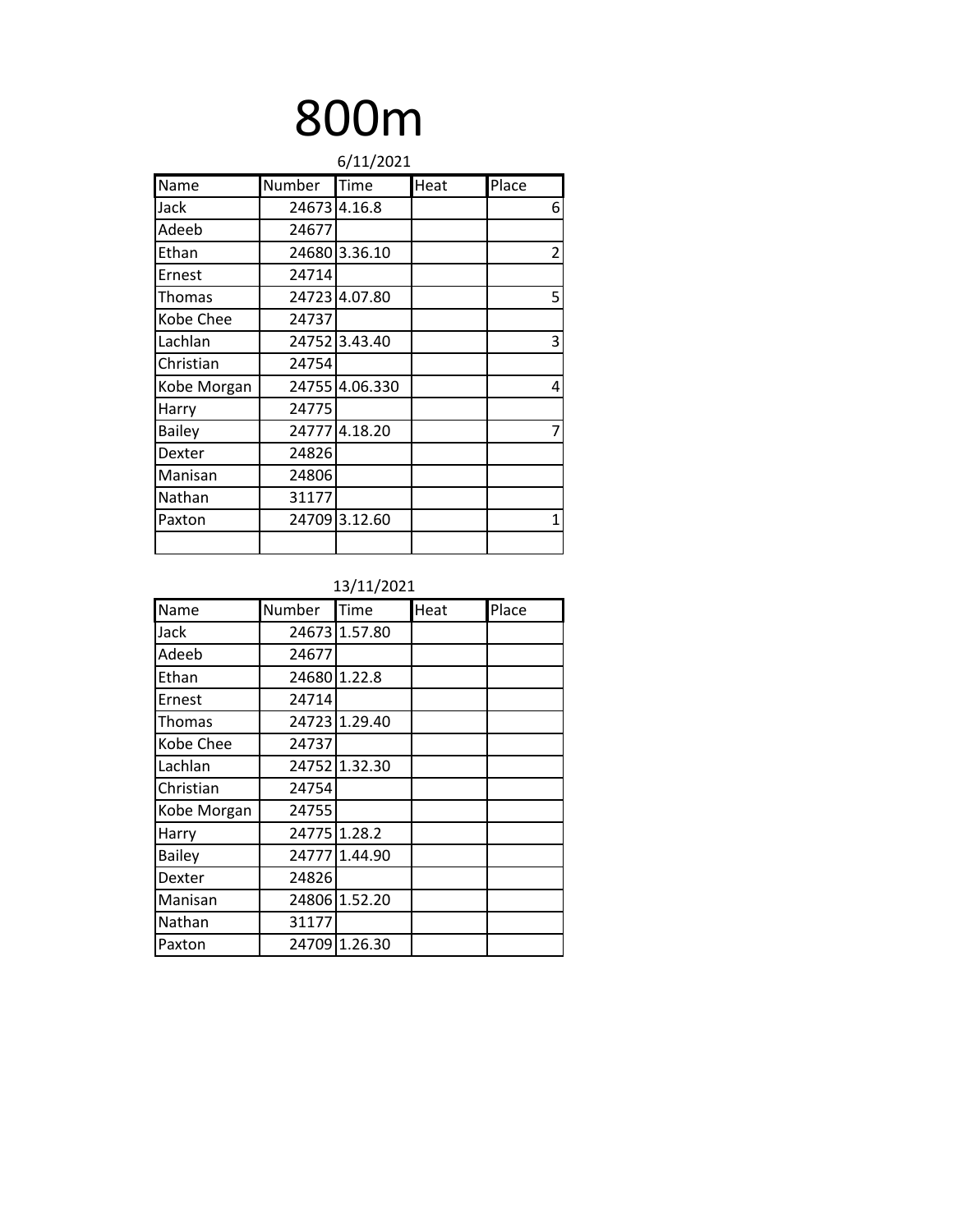# 800m

6/11/2021

| Name | Number | Time | Heat | Place |
|---|---|---|---|---|
| Jack | 24673 | 4.16.8 | | 6 |
| Adeeb | 24677 | | | |
| Ethan | 24680 | 3.36.10 | | 2 |
| Ernest | 24714 | | | |
| Thomas | 24723 | 4.07.80 | | 5 |
| Kobe Chee | 24737 | | | |
| Lachlan | 24752 | 3.43.40 | | 3 |
| Christian | 24754 | | | |
| Kobe Morgan | 24755 | 4.06.330 | | 4 |
| Harry | 24775 | | | |
| Bailey | 24777 | 4.18.20 | | 7 |
| Dexter | 24826 | | | |
| Manisan | 24806 | | | |
| Nathan | 31177 | | | |
| Paxton | 24709 | 3.12.60 | | 1 |
| | | | | |

13/11/2021

| Name | Number | Time | Heat | Place |
|---|---|---|---|---|
| Jack | 24673 | 1.57.80 | | |
| Adeeb | 24677 | | | |
| Ethan | 24680 | 1.22.8 | | |
| Ernest | 24714 | | | |
| Thomas | 24723 | 1.29.40 | | |
| Kobe Chee | 24737 | | | |
| Lachlan | 24752 | 1.32.30 | | |
| Christian | 24754 | | | |
| Kobe Morgan | 24755 | | | |
| Harry | 24775 | 1.28.2 | | |
| Bailey | 24777 | 1.44.90 | | |
| Dexter | 24826 | | | |
| Manisan | 24806 | 1.52.20 | | |
| Nathan | 31177 | | | |
| Paxton | 24709 | 1.26.30 | | |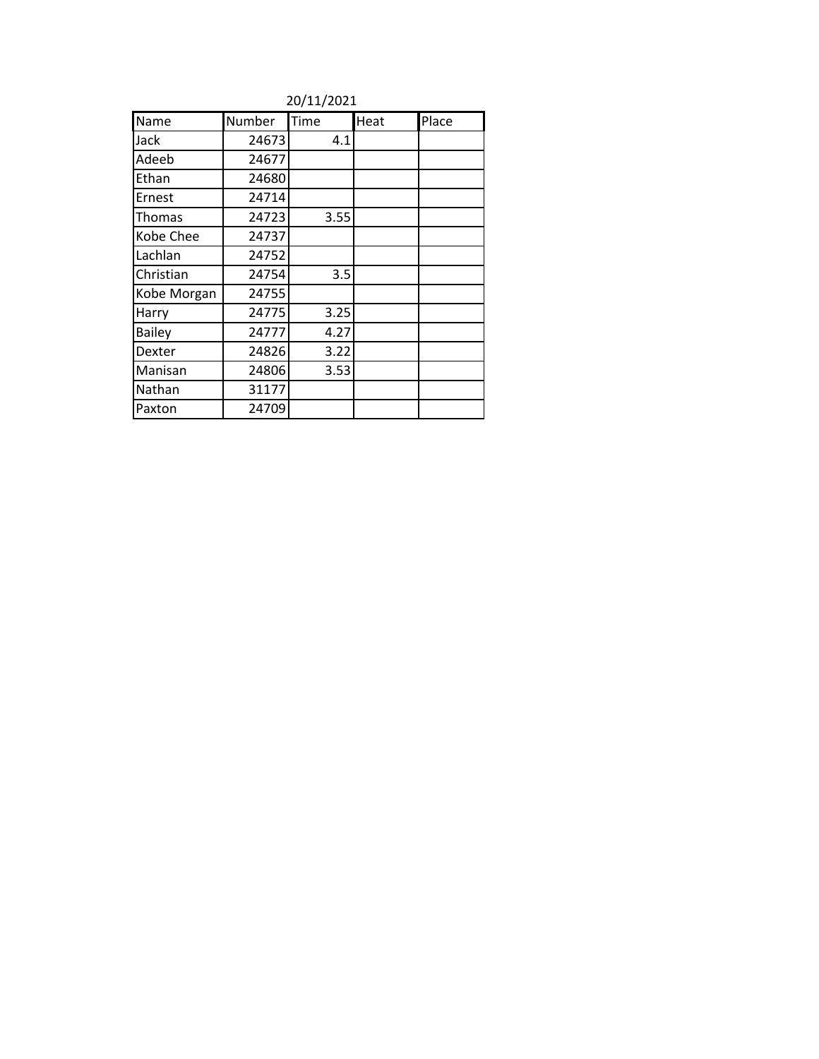20/11/2021

| Name | Number | Time | Heat | Place |
|---|---|---|---|---|
| Jack | 24673 | 4.1 | | |
| Adeeb | 24677 | | | |
| Ethan | 24680 | | | |
| Ernest | 24714 | | | |
| Thomas | 24723 | 3.55 | | |
| Kobe Chee | 24737 | | | |
| Lachlan | 24752 | | | |
| Christian | 24754 | 3.5 | | |
| Kobe Morgan | 24755 | | | |
| Harry | 24775 | 3.25 | | |
| Bailey | 24777 | 4.27 | | |
| Dexter | 24826 | 3.22 | | |
| Manisan | 24806 | 3.53 | | |
| Nathan | 31177 | | | |
| Paxton | 24709 | | | |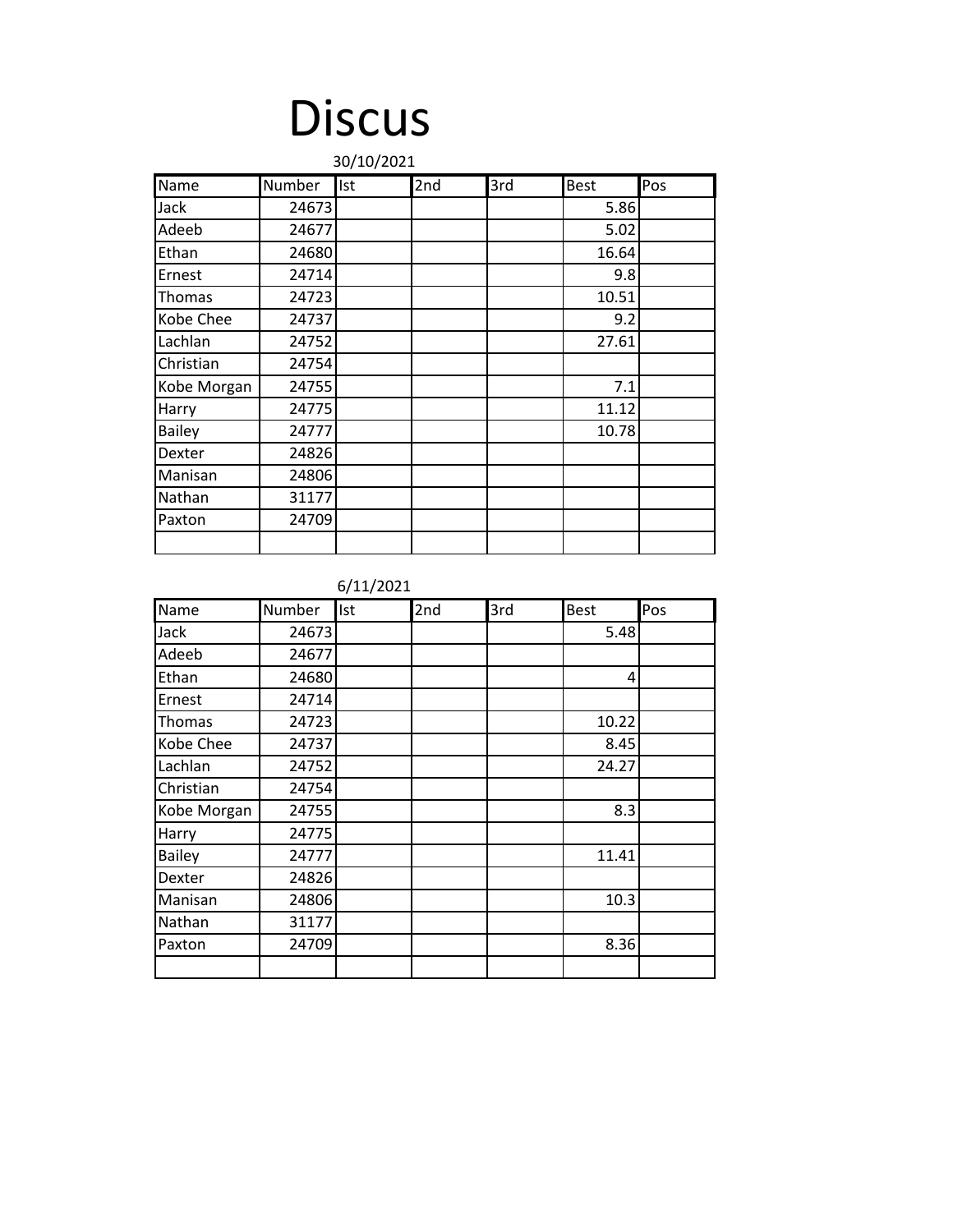# Discus

30/10/2021

| Name | Number | Ist | 2nd | 3rd | Best | Pos |
|---|---|---|---|---|---|---|
| Jack | 24673 | | | | 5.86 | |
| Adeeb | 24677 | | | | 5.02 | |
| Ethan | 24680 | | | | 16.64 | |
| Ernest | 24714 | | | | 9.8 | |
| Thomas | 24723 | | | | 10.51 | |
| Kobe Chee | 24737 | | | | 9.2 | |
| Lachlan | 24752 | | | | 27.61 | |
| Christian | 24754 | | | | | |
| Kobe Morgan | 24755 | | | | 7.1 | |
| Harry | 24775 | | | | 11.12 | |
| Bailey | 24777 | | | | 10.78 | |
| Dexter | 24826 | | | | | |
| Manisan | 24806 | | | | | |
| Nathan | 31177 | | | | | |
| Paxton | 24709 | | | | | |
| | | | | | | |

6/11/2021

| Name | Number | Ist | 2nd | 3rd | Best | Pos |
|---|---|---|---|---|---|---|
| Jack | 24673 | | | | 5.48 | |
| Adeeb | 24677 | | | | | |
| Ethan | 24680 | | | | 4 | |
| Ernest | 24714 | | | | | |
| Thomas | 24723 | | | | 10.22 | |
| Kobe Chee | 24737 | | | | 8.45 | |
| Lachlan | 24752 | | | | 24.27 | |
| Christian | 24754 | | | | | |
| Kobe Morgan | 24755 | | | | 8.3 | |
| Harry | 24775 | | | | | |
| Bailey | 24777 | | | | 11.41 | |
| Dexter | 24826 | | | | | |
| Manisan | 24806 | | | | 10.3 | |
| Nathan | 31177 | | | | | |
| Paxton | 24709 | | | | 8.36 | |
| | | | | | | |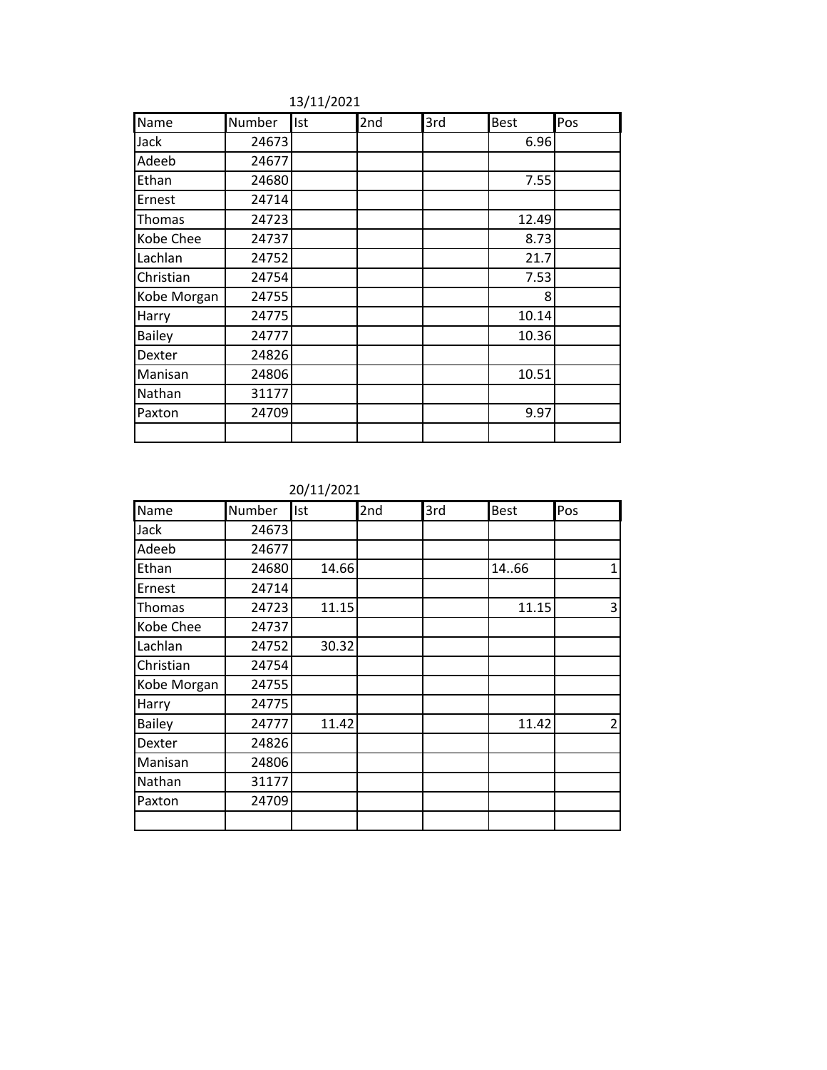13/11/2021

| Name | Number | Ist | 2nd | 3rd | Best | Pos |
|---|---|---|---|---|---|---|
| Jack | 24673 | | | | 6.96 | |
| Adeeb | 24677 | | | | | |
| Ethan | 24680 | | | | 7.55 | |
| Ernest | 24714 | | | | | |
| Thomas | 24723 | | | | 12.49 | |
| Kobe Chee | 24737 | | | | 8.73 | |
| Lachlan | 24752 | | | | 21.7 | |
| Christian | 24754 | | | | 7.53 | |
| Kobe Morgan | 24755 | | | | 8 | |
| Harry | 24775 | | | | 10.14 | |
| Bailey | 24777 | | | | 10.36 | |
| Dexter | 24826 | | | | | |
| Manisan | 24806 | | | | 10.51 | |
| Nathan | 31177 | | | | | |
| Paxton | 24709 | | | | 9.97 | |
| | | | | | | |

20/11/2021

| Name | Number | Ist | 2nd | 3rd | Best | Pos |
|---|---|---|---|---|---|---|
| Jack | 24673 | | | | | |
| Adeeb | 24677 | | | | | |
| Ethan | 24680 | 14.66 | | | 14..66 | 1 |
| Ernest | 24714 | | | | | |
| Thomas | 24723 | 11.15 | | | 11.15 | 3 |
| Kobe Chee | 24737 | | | | | |
| Lachlan | 24752 | 30.32 | | | | |
| Christian | 24754 | | | | | |
| Kobe Morgan | 24755 | | | | | |
| Harry | 24775 | | | | | |
| Bailey | 24777 | 11.42 | | | 11.42 | 2 |
| Dexter | 24826 | | | | | |
| Manisan | 24806 | | | | | |
| Nathan | 31177 | | | | | |
| Paxton | 24709 | | | | | |
| | | | | | | |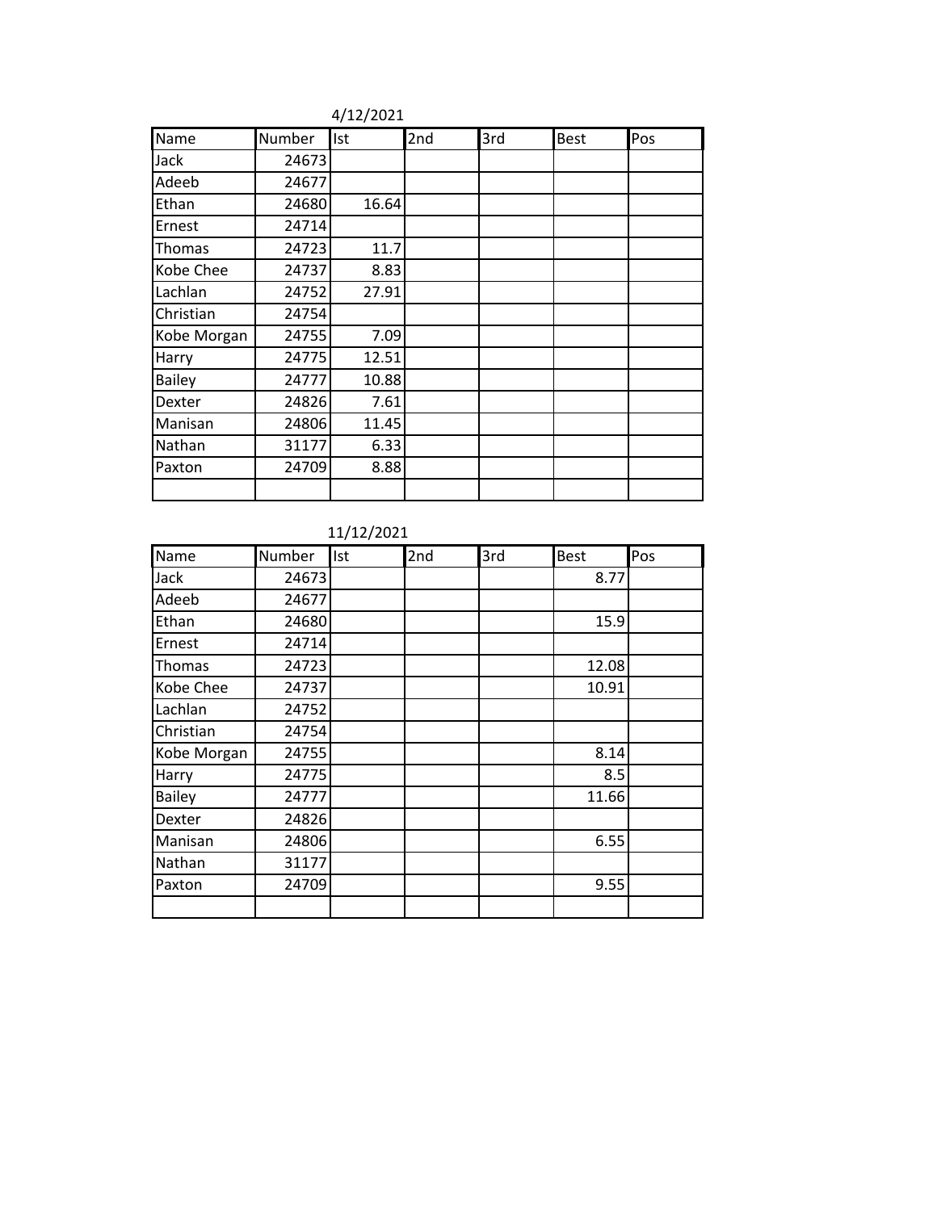4/12/2021

| Name | Number | Ist | 2nd | 3rd | Best | Pos |
|---|---|---|---|---|---|---|
| Jack | 24673 | | | | | |
| Adeeb | 24677 | | | | | |
| Ethan | 24680 | 16.64 | | | | |
| Ernest | 24714 | | | | | |
| Thomas | 24723 | 11.7 | | | | |
| Kobe Chee | 24737 | 8.83 | | | | |
| Lachlan | 24752 | 27.91 | | | | |
| Christian | 24754 | | | | | |
| Kobe Morgan | 24755 | 7.09 | | | | |
| Harry | 24775 | 12.51 | | | | |
| Bailey | 24777 | 10.88 | | | | |
| Dexter | 24826 | 7.61 | | | | |
| Manisan | 24806 | 11.45 | | | | |
| Nathan | 31177 | 6.33 | | | | |
| Paxton | 24709 | 8.88 | | | | |
| | | | | | | |

11/12/2021

| Name | Number | Ist | 2nd | 3rd | Best | Pos |
|---|---|---|---|---|---|---|
| Jack | 24673 | | | | 8.77 | |
| Adeeb | 24677 | | | | | |
| Ethan | 24680 | | | | 15.9 | |
| Ernest | 24714 | | | | | |
| Thomas | 24723 | | | | 12.08 | |
| Kobe Chee | 24737 | | | | 10.91 | |
| Lachlan | 24752 | | | | | |
| Christian | 24754 | | | | | |
| Kobe Morgan | 24755 | | | | 8.14 | |
| Harry | 24775 | | | | 8.5 | |
| Bailey | 24777 | | | | 11.66 | |
| Dexter | 24826 | | | | | |
| Manisan | 24806 | | | | 6.55 | |
| Nathan | 31177 | | | | | |
| Paxton | 24709 | | | | 9.55 | |
| | | | | | | |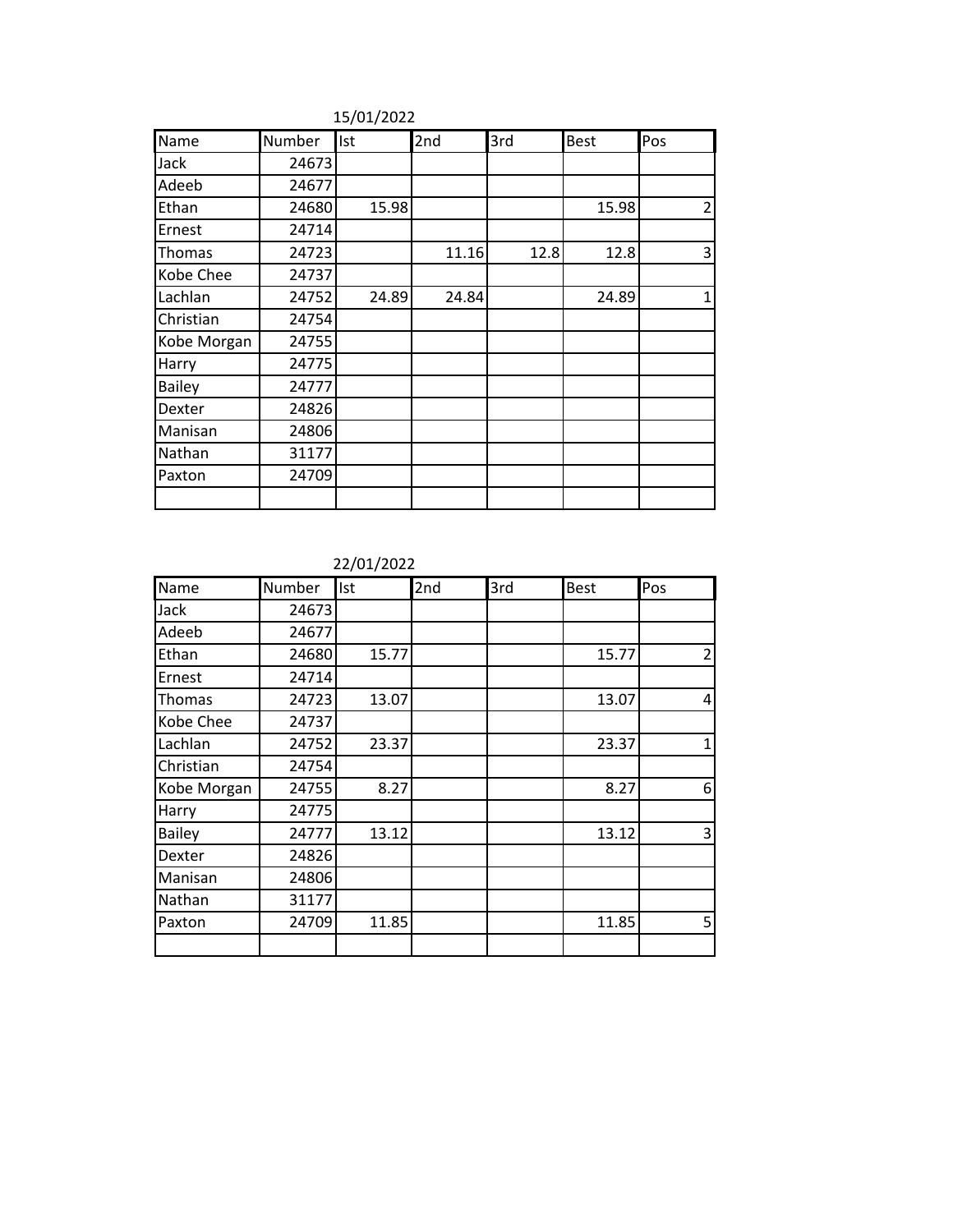15/01/2022

| Name | Number | Ist | 2nd | 3rd | Best | Pos |
|---|---|---|---|---|---|---|
| Jack | 24673 | | | | | |
| Adeeb | 24677 | | | | | |
| Ethan | 24680 | 15.98 | | | 15.98 | 2 |
| Ernest | 24714 | | | | | |
| Thomas | 24723 | | 11.16 | 12.8 | 12.8 | 3 |
| Kobe Chee | 24737 | | | | | |
| Lachlan | 24752 | 24.89 | 24.84 | | 24.89 | 1 |
| Christian | 24754 | | | | | |
| Kobe Morgan | 24755 | | | | | |
| Harry | 24775 | | | | | |
| Bailey | 24777 | | | | | |
| Dexter | 24826 | | | | | |
| Manisan | 24806 | | | | | |
| Nathan | 31177 | | | | | |
| Paxton | 24709 | | | | | |
| | | | | | | |

22/01/2022

| Name | Number | Ist | 2nd | 3rd | Best | Pos |
|---|---|---|---|---|---|---|
| Jack | 24673 | | | | | |
| Adeeb | 24677 | | | | | |
| Ethan | 24680 | 15.77 | | | 15.77 | 2 |
| Ernest | 24714 | | | | | |
| Thomas | 24723 | 13.07 | | | 13.07 | 4 |
| Kobe Chee | 24737 | | | | | |
| Lachlan | 24752 | 23.37 | | | 23.37 | 1 |
| Christian | 24754 | | | | | |
| Kobe Morgan | 24755 | 8.27 | | | 8.27 | 6 |
| Harry | 24775 | | | | | |
| Bailey | 24777 | 13.12 | | | 13.12 | 3 |
| Dexter | 24826 | | | | | |
| Manisan | 24806 | | | | | |
| Nathan | 31177 | | | | | |
| Paxton | 24709 | 11.85 | | | 11.85 | 5 |
| | | | | | | |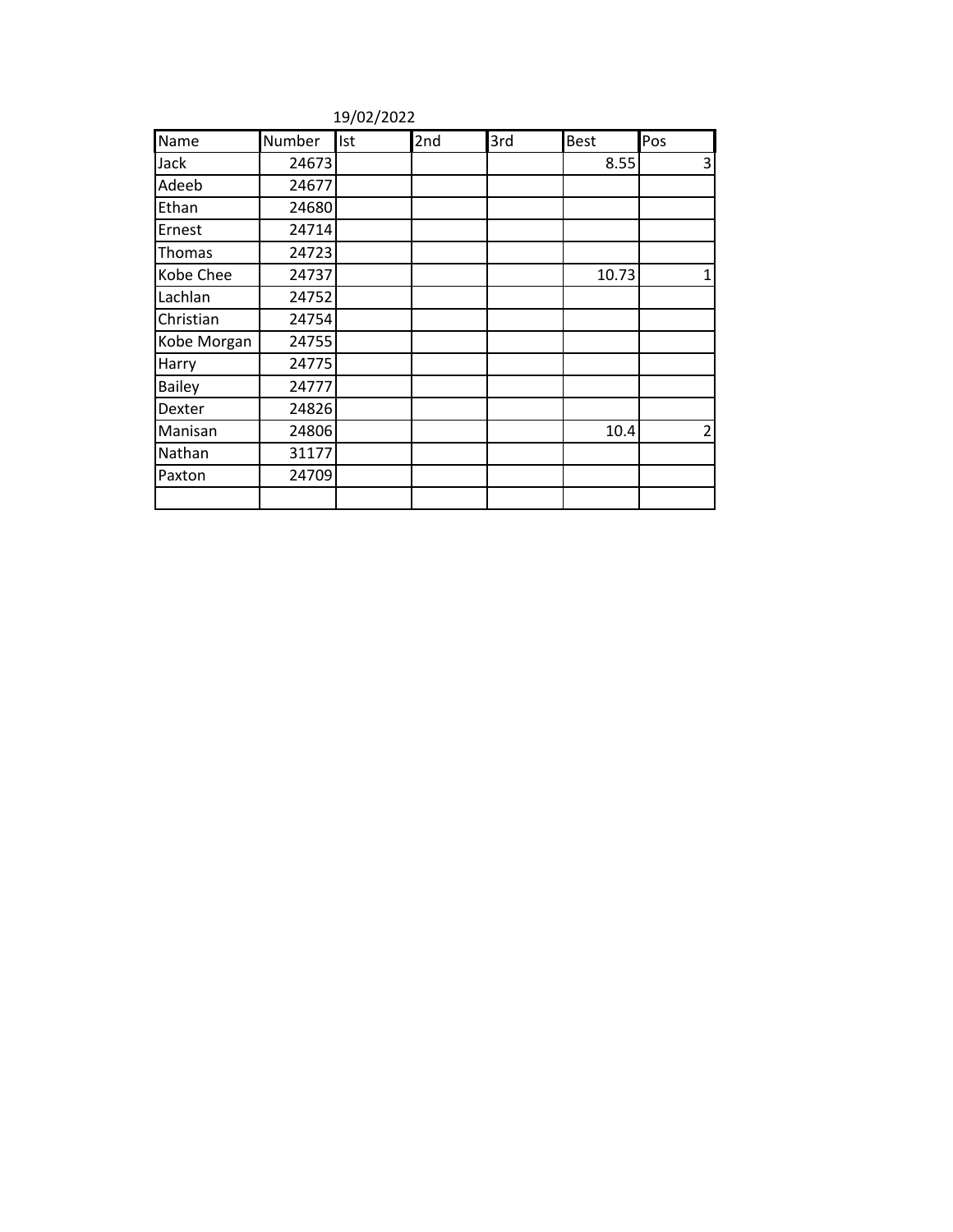19/02/2022

| Name | Number | Ist | 2nd | 3rd | Best | Pos |
|---|---|---|---|---|---|---|
| Jack | 24673 | | | | 8.55 | 3 |
| Adeeb | 24677 | | | | | |
| Ethan | 24680 | | | | | |
| Ernest | 24714 | | | | | |
| Thomas | 24723 | | | | | |
| Kobe Chee | 24737 | | | | 10.73 | 1 |
| Lachlan | 24752 | | | | | |
| Christian | 24754 | | | | | |
| Kobe Morgan | 24755 | | | | | |
| Harry | 24775 | | | | | |
| Bailey | 24777 | | | | | |
| Dexter | 24826 | | | | | |
| Manisan | 24806 | | | | 10.4 | 2 |
| Nathan | 31177 | | | | | |
| Paxton | 24709 | | | | | |
| | | | | | | |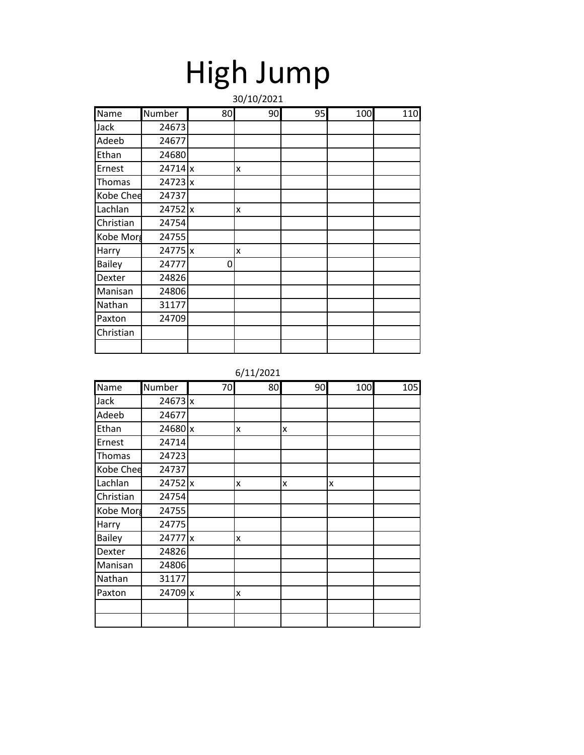# High Jump

30/10/2021

| Name | Number | 80 | 90 | 95 | 100 | 110 |
| --- | --- | --- | --- | --- | --- | --- |
| Jack | 24673 | | | | | |
| Adeeb | 24677 | | | | | |
| Ethan | 24680 | | | | | |
| Ernest | 24714 | x | x | | | |
| Thomas | 24723 | x | | | | |
| Kobe Chee | 24737 | | | | | |
| Lachlan | 24752 | x | x | | | |
| Christian | 24754 | | | | | |
| Kobe Morg | 24755 | | | | | |
| Harry | 24775 | x | x | | | |
| Bailey | 24777 | 0 | | | | |
| Dexter | 24826 | | | | | |
| Manisan | 24806 | | | | | |
| Nathan | 31177 | | | | | |
| Paxton | 24709 | | | | | |
| Christian | | | | | | |
| | | | | | | |

6/11/2021

| Name | Number | 70 | 80 | 90 | 100 | 105 |
| --- | --- | --- | --- | --- | --- | --- |
| Jack | 24673 | x | | | | |
| Adeeb | 24677 | | | | | |
| Ethan | 24680 | x | x | x | | |
| Ernest | 24714 | | | | | |
| Thomas | 24723 | | | | | |
| Kobe Chee | 24737 | | | | | |
| Lachlan | 24752 | x | x | x | x | |
| Christian | 24754 | | | | | |
| Kobe Morg | 24755 | | | | | |
| Harry | 24775 | | | | | |
| Bailey | 24777 | x | x | | | |
| Dexter | 24826 | | | | | |
| Manisan | 24806 | | | | | |
| Nathan | 31177 | | | | | |
| Paxton | 24709 | x | x | | | |
| | | | | | | |
| | | | | | | |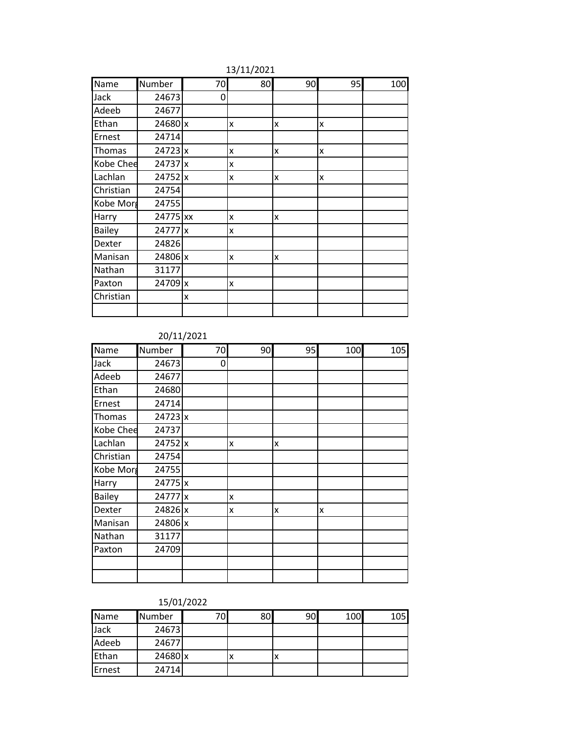13/11/2021

| Name | Number | 70 | 80 | 90 | 95 | 100 |
|---|---|---|---|---|---|---|
| Jack | 24673 | 0 | | | | |
| Adeeb | 24677 | | | | | |
| Ethan | 24680 | x | x | x | x | |
| Ernest | 24714 | | | | | |
| Thomas | 24723 | x | x | x | x | |
| Kobe Chee | 24737 | x | x | | | |
| Lachlan | 24752 | x | x | x | x | |
| Christian | 24754 | | | | | |
| Kobe Morg | 24755 | | | | | |
| Harry | 24775 | xx | x | x | | |
| Bailey | 24777 | x | x | | | |
| Dexter | 24826 | | | | | |
| Manisan | 24806 | x | x | x | | |
| Nathan | 31177 | | | | | |
| Paxton | 24709 | x | x | | | |
| Christian | | x | | | | |
| | | | | | | |

20/11/2021

| Name | Number | 70 | 90 | 95 | 100 | 105 |
|---|---|---|---|---|---|---|
| Jack | 24673 | 0 | | | | |
| Adeeb | 24677 | | | | | |
| Ethan | 24680 | | | | | |
| Ernest | 24714 | | | | | |
| Thomas | 24723 | x | | | | |
| Kobe Chee | 24737 | | | | | |
| Lachlan | 24752 | x | x | x | | |
| Christian | 24754 | | | | | |
| Kobe Morg | 24755 | | | | | |
| Harry | 24775 | x | | | | |
| Bailey | 24777 | x | x | | | |
| Dexter | 24826 | x | x | x | x | |
| Manisan | 24806 | x | | | | |
| Nathan | 31177 | | | | | |
| Paxton | 24709 | | | | | |
| | | | | | | |
| | | | | | | |

15/01/2022

| Name | Number | 70 | 80 | 90 | 100 | 105 |
|---|---|---|---|---|---|---|
| Jack | 24673 | | | | | |
| Adeeb | 24677 | | | | | |
| Ethan | 24680 | x | x | x | | |
| Ernest | 24714 | | | | | |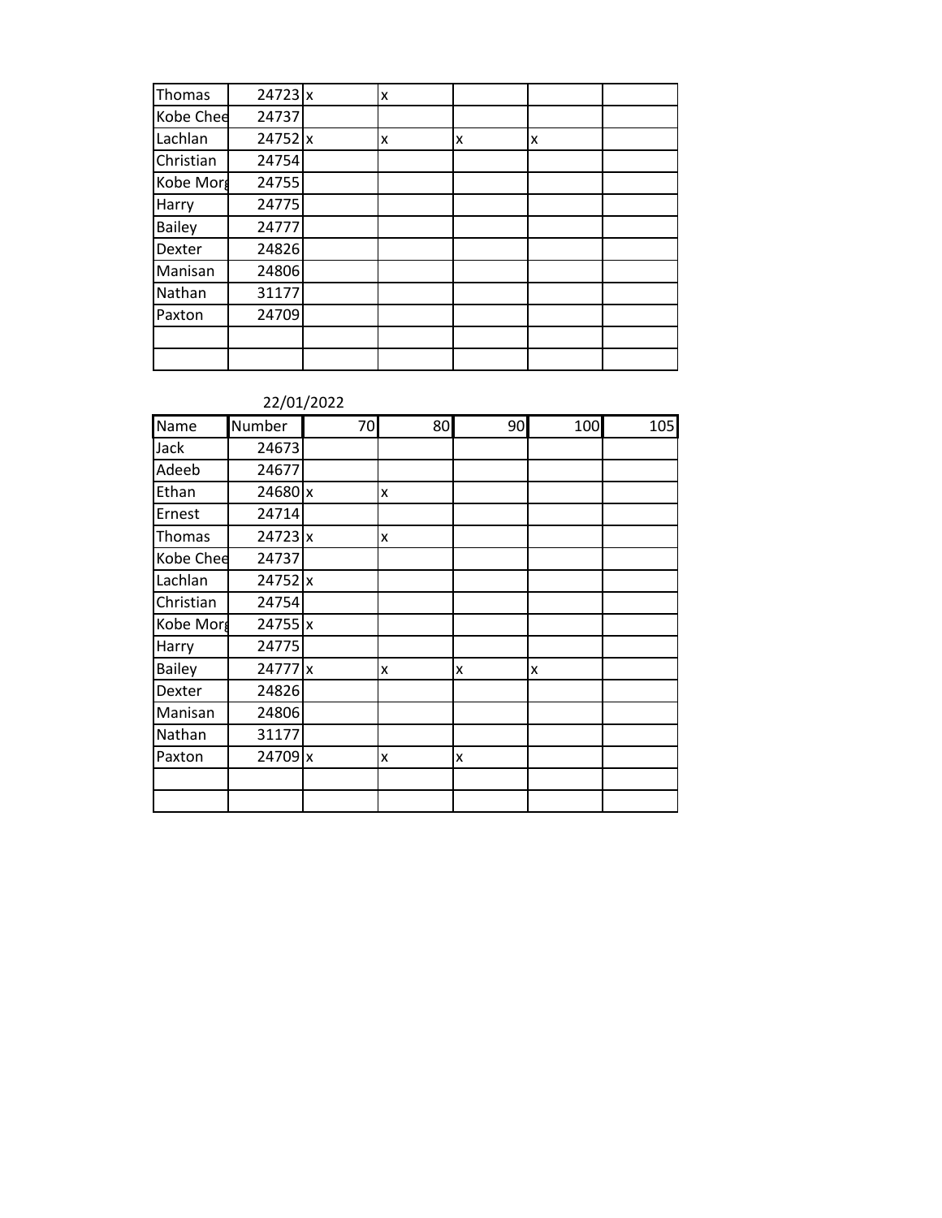| Thomas | 24723 | x | x | | | |
|---|---|---|---|---|---|---|
| Kobe Chee | 24737 | | | | | |
| Lachlan | 24752 | x | x | x | x | |
| Christian | 24754 | | | | | |
| Kobe Morg | 24755 | | | | | |
| Harry | 24775 | | | | | |
| Bailey | 24777 | | | | | |
| Dexter | 24826 | | | | | |
| Manisan | 24806 | | | | | |
| Nathan | 31177 | | | | | |
| Paxton | 24709 | | | | | |
| | | | | | | |
| | | | | | | |

22/01/2022

| Name | Number | 70 | 80 | 90 | 100 | 105 |
|---|---|---|---|---|---|---|
| Jack | 24673 | | | | | |
| Adeeb | 24677 | | | | | |
| Ethan | 24680 | x | x | | | |
| Ernest | 24714 | | | | | |
| Thomas | 24723 | x | x | | | |
| Kobe Chee | 24737 | | | | | |
| Lachlan | 24752 | x | | | | |
| Christian | 24754 | | | | | |
| Kobe Morg | 24755 | x | | | | |
| Harry | 24775 | | | | | |
| Bailey | 24777 | x | x | x | x | |
| Dexter | 24826 | | | | | |
| Manisan | 24806 | | | | | |
| Nathan | 31177 | | | | | |
| Paxton | 24709 | x | x | x | | |
| | | | | | | |
| | | | | | | |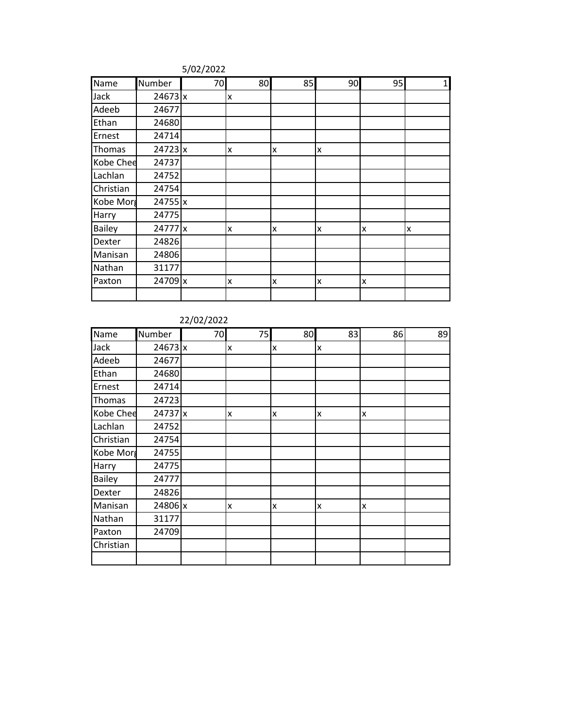5/02/2022

| Name | Number | 70 | 80 | 85 | 90 | 95 | 1 |
|---|---|---|---|---|---|---|---|
| Jack | 24673 | x | x | | | | |
| Adeeb | 24677 | | | | | | |
| Ethan | 24680 | | | | | | |
| Ernest | 24714 | | | | | | |
| Thomas | 24723 | x | x | x | x | | |
| Kobe Chee | 24737 | | | | | | |
| Lachlan | 24752 | | | | | | |
| Christian | 24754 | | | | | | |
| Kobe Morg | 24755 | x | | | | | |
| Harry | 24775 | | | | | | |
| Bailey | 24777 | x | x | x | x | x | x |
| Dexter | 24826 | | | | | | |
| Manisan | 24806 | | | | | | |
| Nathan | 31177 | | | | | | |
| Paxton | 24709 | x | x | x | x | x | |
| | | | | | | | |

22/02/2022

| Name | Number | 70 | 75 | 80 | 83 | 86 | 89 |
|---|---|---|---|---|---|---|---|
| Jack | 24673 | x | x | x | x | | |
| Adeeb | 24677 | | | | | | |
| Ethan | 24680 | | | | | | |
| Ernest | 24714 | | | | | | |
| Thomas | 24723 | | | | | | |
| Kobe Chee | 24737 | x | x | x | x | x | |
| Lachlan | 24752 | | | | | | |
| Christian | 24754 | | | | | | |
| Kobe Morg | 24755 | | | | | | |
| Harry | 24775 | | | | | | |
| Bailey | 24777 | | | | | | |
| Dexter | 24826 | | | | | | |
| Manisan | 24806 | x | x | x | x | x | |
| Nathan | 31177 | | | | | | |
| Paxton | 24709 | | | | | | |
| Christian | | | | | | | |
| | | | | | | | |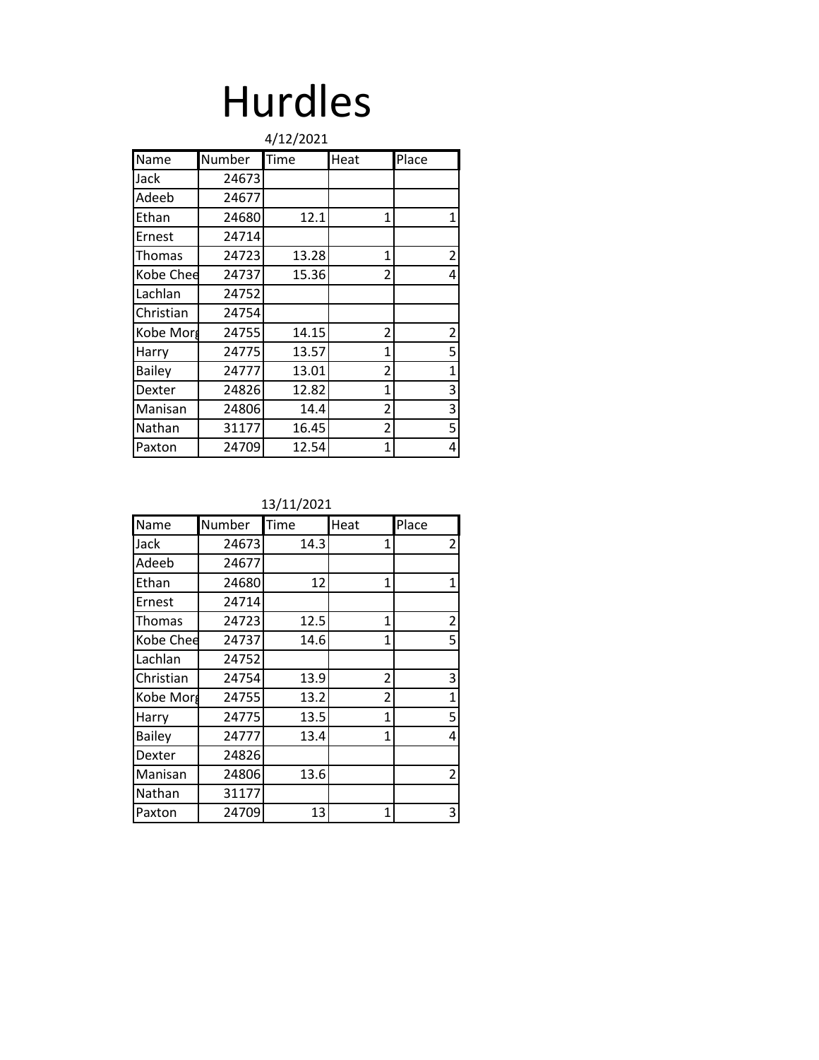# Hurdles

4/12/2021

| Name | Number | Time | Heat | Place |
|---|---|---|---|---|
| Jack | 24673 | | | |
| Adeeb | 24677 | | | |
| Ethan | 24680 | 12.1 | 1 | 1 |
| Ernest | 24714 | | | |
| Thomas | 24723 | 13.28 | 1 | 2 |
| Kobe Chee | 24737 | 15.36 | 2 | 4 |
| Lachlan | 24752 | | | |
| Christian | 24754 | | | |
| Kobe Morg | 24755 | 14.15 | 2 | 2 |
| Harry | 24775 | 13.57 | 1 | 5 |
| Bailey | 24777 | 13.01 | 2 | 1 |
| Dexter | 24826 | 12.82 | 1 | 3 |
| Manisan | 24806 | 14.4 | 2 | 3 |
| Nathan | 31177 | 16.45 | 2 | 5 |
| Paxton | 24709 | 12.54 | 1 | 4 |

13/11/2021

| Name | Number | Time | Heat | Place |
|---|---|---|---|---|
| Jack | 24673 | 14.3 | 1 | 2 |
| Adeeb | 24677 | | | |
| Ethan | 24680 | 12 | 1 | 1 |
| Ernest | 24714 | | | |
| Thomas | 24723 | 12.5 | 1 | 2 |
| Kobe Chee | 24737 | 14.6 | 1 | 5 |
| Lachlan | 24752 | | | |
| Christian | 24754 | 13.9 | 2 | 3 |
| Kobe Morg | 24755 | 13.2 | 2 | 1 |
| Harry | 24775 | 13.5 | 1 | 5 |
| Bailey | 24777 | 13.4 | 1 | 4 |
| Dexter | 24826 | | | |
| Manisan | 24806 | 13.6 | | 2 |
| Nathan | 31177 | | | |
| Paxton | 24709 | 13 | 1 | 3 |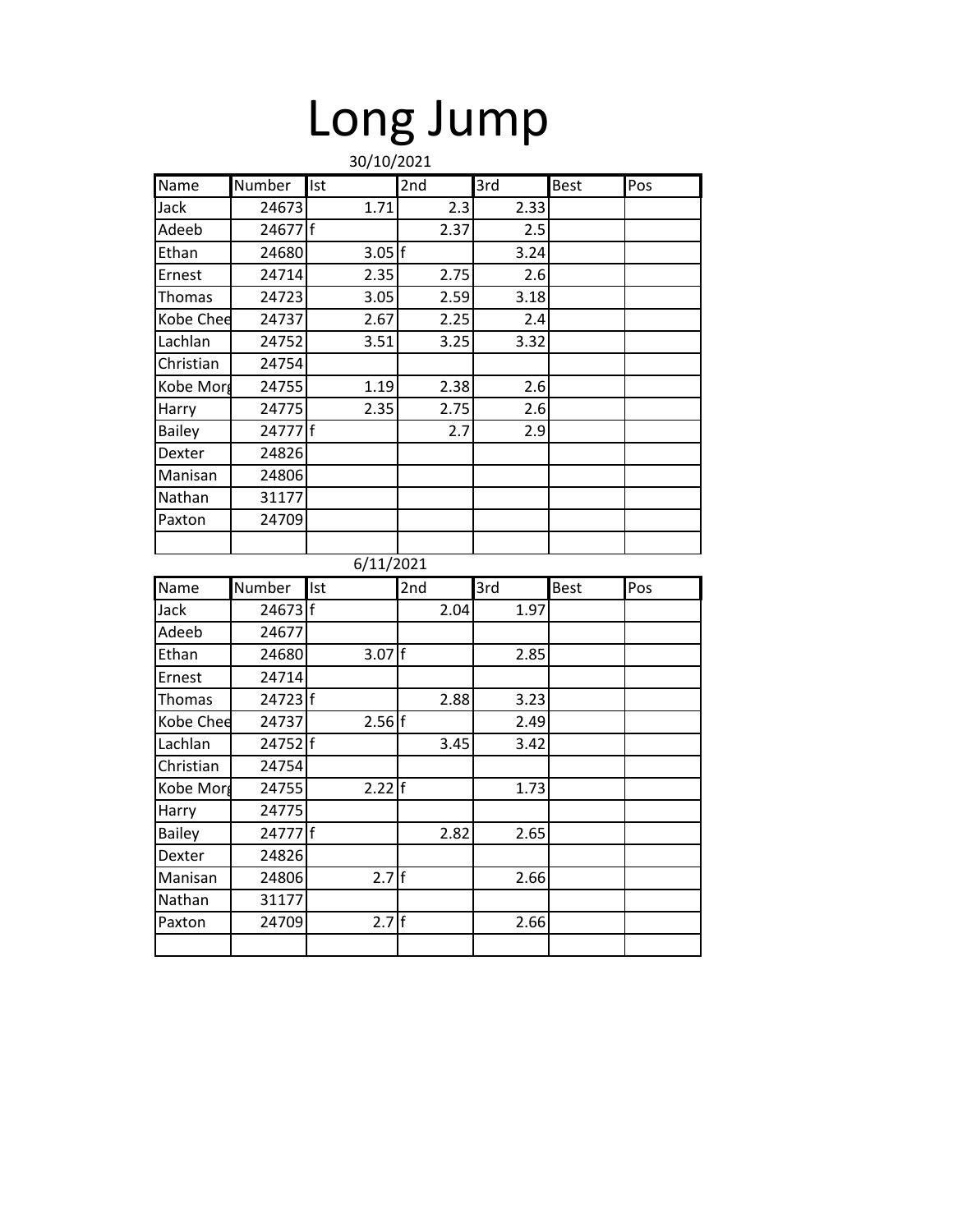# Long Jump

30/10/2021

| Name | Number | Ist | 2nd | 3rd | Best | Pos |
|---|---|---|---|---|---|---|
| Jack | 24673 | 1.71 | 2.3 | 2.33 | | |
| Adeeb | 24677 | f | 2.37 | 2.5 | | |
| Ethan | 24680 | 3.05 | f | 3.24 | | |
| Ernest | 24714 | 2.35 | 2.75 | 2.6 | | |
| Thomas | 24723 | 3.05 | 2.59 | 3.18 | | |
| Kobe Chee | 24737 | 2.67 | 2.25 | 2.4 | | |
| Lachlan | 24752 | 3.51 | 3.25 | 3.32 | | |
| Christian | 24754 | | | | | |
| Kobe Morg | 24755 | 1.19 | 2.38 | 2.6 | | |
| Harry | 24775 | 2.35 | 2.75 | 2.6 | | |
| Bailey | 24777 | f | 2.7 | 2.9 | | |
| Dexter | 24826 | | | | | |
| Manisan | 24806 | | | | | |
| Nathan | 31177 | | | | | |
| Paxton | 24709 | | | | | |
| | | | | | | |

6/11/2021

| Name | Number | Ist | 2nd | 3rd | Best | Pos |
|---|---|---|---|---|---|---|
| Jack | 24673 | f | 2.04 | 1.97 | | |
| Adeeb | 24677 | | | | | |
| Ethan | 24680 | 3.07 | f | 2.85 | | |
| Ernest | 24714 | | | | | |
| Thomas | 24723 | f | 2.88 | 3.23 | | |
| Kobe Chee | 24737 | 2.56 | f | 2.49 | | |
| Lachlan | 24752 | f | 3.45 | 3.42 | | |
| Christian | 24754 | | | | | |
| Kobe Morg | 24755 | 2.22 | f | 1.73 | | |
| Harry | 24775 | | | | | |
| Bailey | 24777 | f | 2.82 | 2.65 | | |
| Dexter | 24826 | | | | | |
| Manisan | 24806 | 2.7 | f | 2.66 | | |
| Nathan | 31177 | | | | | |
| Paxton | 24709 | 2.7 | f | 2.66 | | |
| | | | | | | |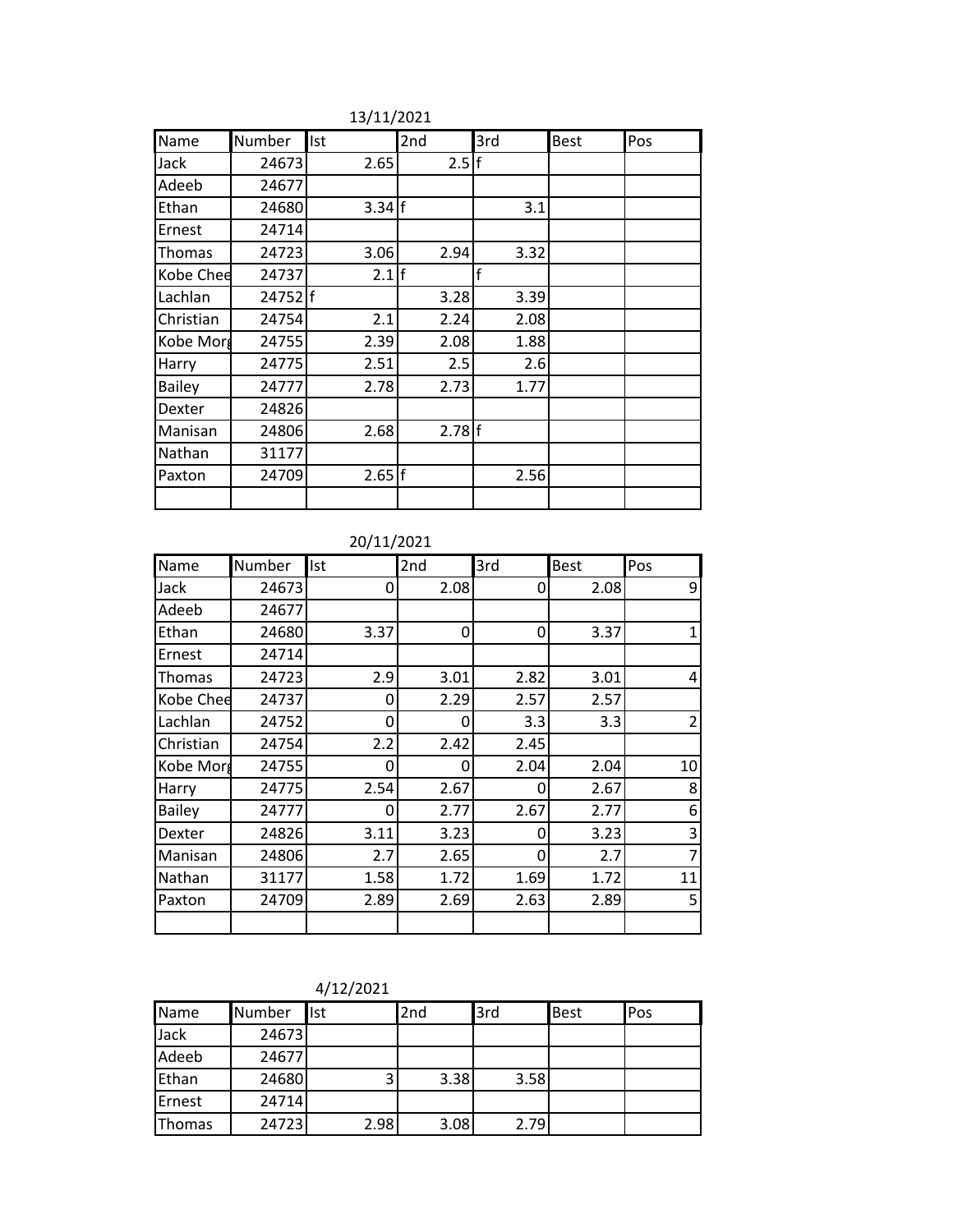13/11/2021

| Name | Number | Ist | 2nd | 3rd | Best | Pos |
|---|---|---|---|---|---|---|
| Jack | 24673 | 2.65 | 2.5 | f | | |
| Adeeb | 24677 | | | | | |
| Ethan | 24680 | 3.34 | f | 3.1 | | |
| Ernest | 24714 | | | | | |
| Thomas | 24723 | 3.06 | 2.94 | 3.32 | | |
| Kobe Chee | 24737 | 2.1 | f | f | | |
| Lachlan | 24752 | f | 3.28 | 3.39 | | |
| Christian | 24754 | 2.1 | 2.24 | 2.08 | | |
| Kobe Morg | 24755 | 2.39 | 2.08 | 1.88 | | |
| Harry | 24775 | 2.51 | 2.5 | 2.6 | | |
| Bailey | 24777 | 2.78 | 2.73 | 1.77 | | |
| Dexter | 24826 | | | | | |
| Manisan | 24806 | 2.68 | 2.78 | f | | |
| Nathan | 31177 | | | | | |
| Paxton | 24709 | 2.65 | f | 2.56 | | |
| | | | | | | |

20/11/2021

| Name | Number | Ist | 2nd | 3rd | Best | Pos |
|---|---|---|---|---|---|---|
| Jack | 24673 | 0 | 2.08 | 0 | 2.08 | 9 |
| Adeeb | 24677 | | | | | |
| Ethan | 24680 | 3.37 | 0 | 0 | 3.37 | 1 |
| Ernest | 24714 | | | | | |
| Thomas | 24723 | 2.9 | 3.01 | 2.82 | 3.01 | 4 |
| Kobe Chee | 24737 | 0 | 2.29 | 2.57 | 2.57 | |
| Lachlan | 24752 | 0 | 0 | 3.3 | 3.3 | 2 |
| Christian | 24754 | 2.2 | 2.42 | 2.45 | | |
| Kobe Morg | 24755 | 0 | 0 | 2.04 | 2.04 | 10 |
| Harry | 24775 | 2.54 | 2.67 | 0 | 2.67 | 8 |
| Bailey | 24777 | 0 | 2.77 | 2.67 | 2.77 | 6 |
| Dexter | 24826 | 3.11 | 3.23 | 0 | 3.23 | 3 |
| Manisan | 24806 | 2.7 | 2.65 | 0 | 2.7 | 7 |
| Nathan | 31177 | 1.58 | 1.72 | 1.69 | 1.72 | 11 |
| Paxton | 24709 | 2.89 | 2.69 | 2.63 | 2.89 | 5 |
| | | | | | | |

4/12/2021

| Name | Number | Ist | 2nd | 3rd | Best | Pos |
|---|---|---|---|---|---|---|
| Jack | 24673 | | | | | |
| Adeeb | 24677 | | | | | |
| Ethan | 24680 | 3 | 3.38 | 3.58 | | |
| Ernest | 24714 | | | | | |
| Thomas | 24723 | 2.98 | 3.08 | 2.79 | | |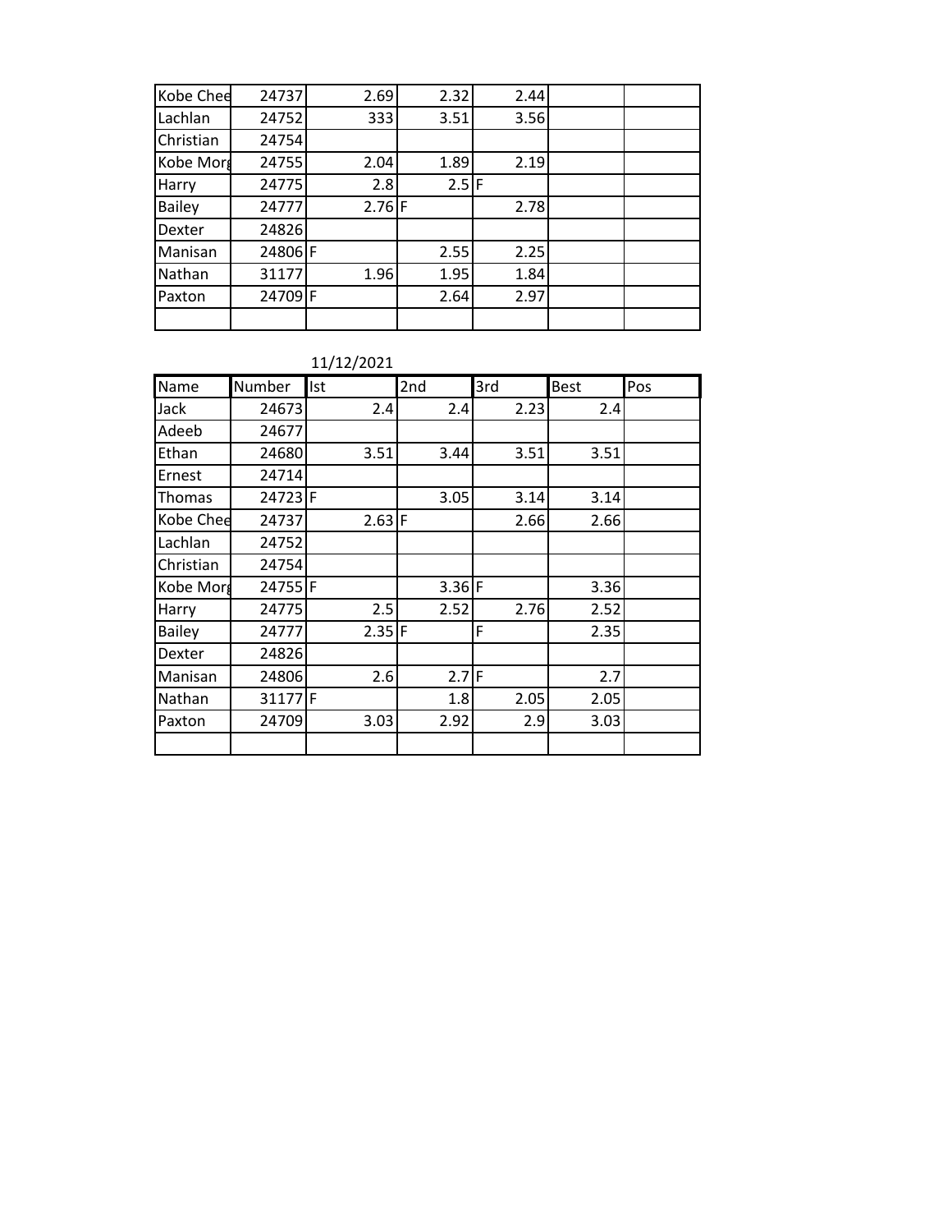| | | | | | | |
|---|---|---|---|---|---|---|
| Kobe Chee | 24737 | 2.69 | 2.32 | 2.44 | | |
| Lachlan | 24752 | 333 | 3.51 | 3.56 | | |
| Christian | 24754 | | | | | |
| Kobe Morg | 24755 | 2.04 | 1.89 | 2.19 | | |
| Harry | 24775 | 2.8 | 2.5 | F | | |
| Bailey | 24777 | 2.76 | F | 2.78 | | |
| Dexter | 24826 | | | | | |
| Manisan | 24806 | F | 2.55 | 2.25 | | |
| Nathan | 31177 | 1.96 | 1.95 | 1.84 | | |
| Paxton | 24709 | F | 2.64 | 2.97 | | |
| | | | | | | |

11/12/2021

| Name | Number | Ist | 2nd | 3rd | Best | Pos |
|---|---|---|---|---|---|---|
| Jack | 24673 | 2.4 | 2.4 | 2.23 | 2.4 | |
| Adeeb | 24677 | | | | | |
| Ethan | 24680 | 3.51 | 3.44 | 3.51 | 3.51 | |
| Ernest | 24714 | | | | | |
| Thomas | 24723 | F | 3.05 | 3.14 | 3.14 | |
| Kobe Chee | 24737 | 2.63 | F | 2.66 | 2.66 | |
| Lachlan | 24752 | | | | | |
| Christian | 24754 | | | | | |
| Kobe Morg | 24755 | F | 3.36 | F | 3.36 | |
| Harry | 24775 | 2.5 | 2.52 | 2.76 | 2.52 | |
| Bailey | 24777 | 2.35 | F | F | 2.35 | |
| Dexter | 24826 | | | | | |
| Manisan | 24806 | 2.6 | 2.7 | F | 2.7 | |
| Nathan | 31177 | F | 1.8 | 2.05 | 2.05 | |
| Paxton | 24709 | 3.03 | 2.92 | 2.9 | 3.03 | |
| | | | | | | |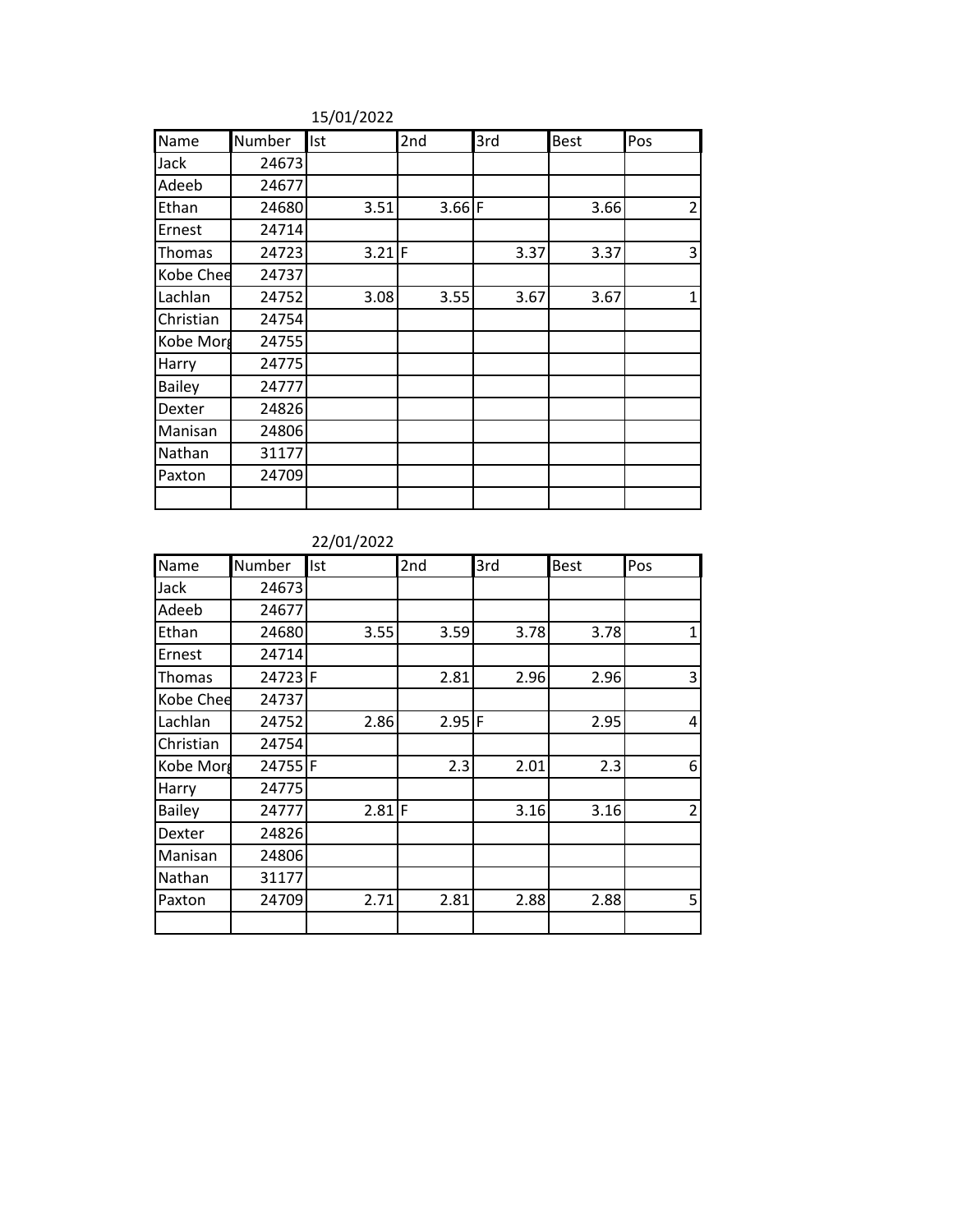15/01/2022

| Name | Number | Ist | 2nd | 3rd | Best | Pos |
|---|---|---|---|---|---|---|
| Jack | 24673 | | | | | |
| Adeeb | 24677 | | | | | |
| Ethan | 24680 | 3.51 | 3.66 | F | 3.66 | 2 |
| Ernest | 24714 | | | | | |
| Thomas | 24723 | 3.21 | F | 3.37 | 3.37 | 3 |
| Kobe Chee | 24737 | | | | | |
| Lachlan | 24752 | 3.08 | 3.55 | 3.67 | 3.67 | 1 |
| Christian | 24754 | | | | | |
| Kobe Morg | 24755 | | | | | |
| Harry | 24775 | | | | | |
| Bailey | 24777 | | | | | |
| Dexter | 24826 | | | | | |
| Manisan | 24806 | | | | | |
| Nathan | 31177 | | | | | |
| Paxton | 24709 | | | | | |
| | | | | | | |

22/01/2022

| Name | Number | Ist | 2nd | 3rd | Best | Pos |
|---|---|---|---|---|---|---|
| Jack | 24673 | | | | | |
| Adeeb | 24677 | | | | | |
| Ethan | 24680 | 3.55 | 3.59 | 3.78 | 3.78 | 1 |
| Ernest | 24714 | | | | | |
| Thomas | 24723 | F | 2.81 | 2.96 | 2.96 | 3 |
| Kobe Chee | 24737 | | | | | |
| Lachlan | 24752 | 2.86 | 2.95 | F | 2.95 | 4 |
| Christian | 24754 | | | | | |
| Kobe Morg | 24755 | F | 2.3 | 2.01 | 2.3 | 6 |
| Harry | 24775 | | | | | |
| Bailey | 24777 | 2.81 | F | 3.16 | 3.16 | 2 |
| Dexter | 24826 | | | | | |
| Manisan | 24806 | | | | | |
| Nathan | 31177 | | | | | |
| Paxton | 24709 | 2.71 | 2.81 | 2.88 | 2.88 | 5 |
| | | | | | | |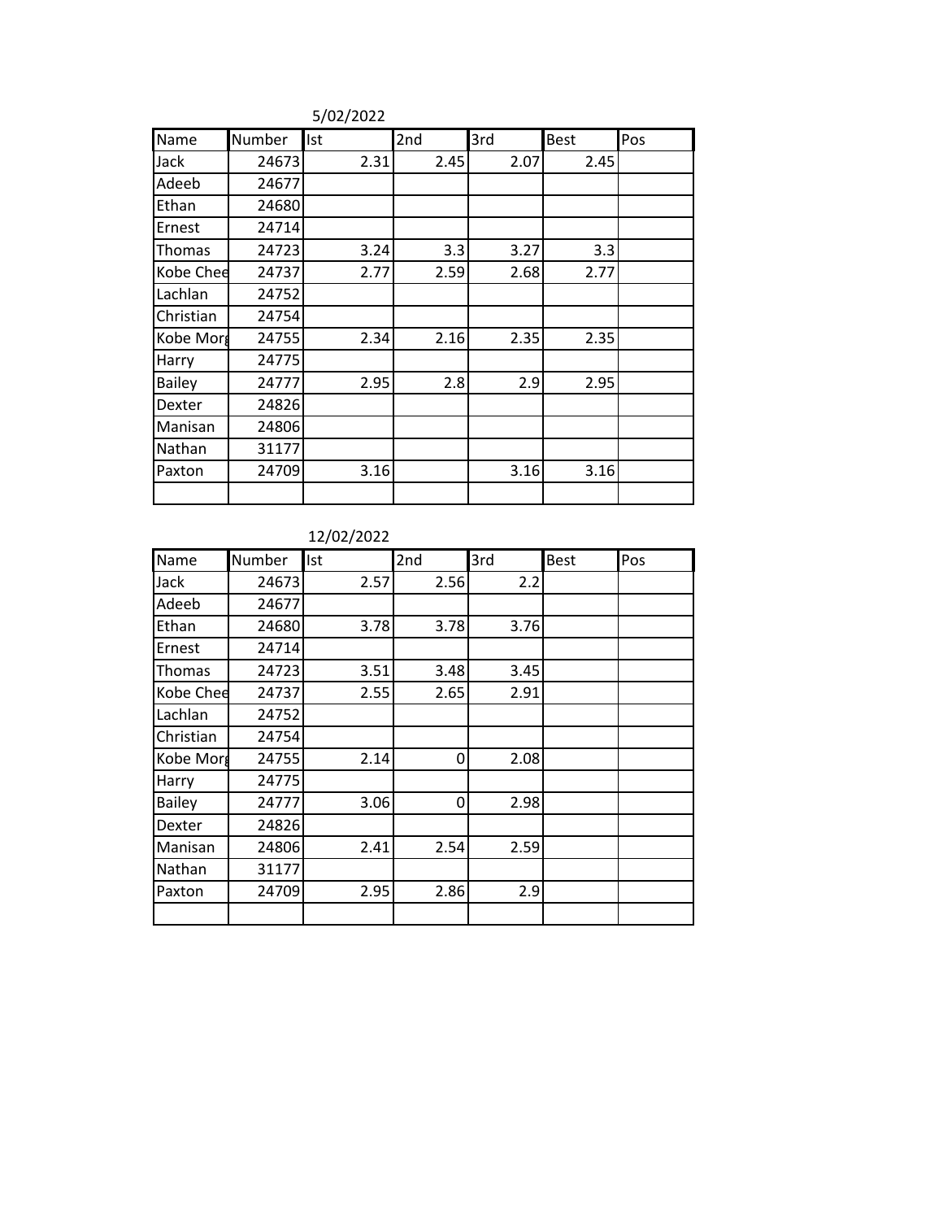5/02/2022

| Name | Number | Ist | 2nd | 3rd | Best | Pos |
|---|---|---|---|---|---|---|
| Jack | 24673 | 2.31 | 2.45 | 2.07 | 2.45 | |
| Adeeb | 24677 | | | | | |
| Ethan | 24680 | | | | | |
| Ernest | 24714 | | | | | |
| Thomas | 24723 | 3.24 | 3.3 | 3.27 | 3.3 | |
| Kobe Chee | 24737 | 2.77 | 2.59 | 2.68 | 2.77 | |
| Lachlan | 24752 | | | | | |
| Christian | 24754 | | | | | |
| Kobe Morg | 24755 | 2.34 | 2.16 | 2.35 | 2.35 | |
| Harry | 24775 | | | | | |
| Bailey | 24777 | 2.95 | 2.8 | 2.9 | 2.95 | |
| Dexter | 24826 | | | | | |
| Manisan | 24806 | | | | | |
| Nathan | 31177 | | | | | |
| Paxton | 24709 | 3.16 | | 3.16 | 3.16 | |
| | | | | | | |

12/02/2022

| Name | Number | Ist | 2nd | 3rd | Best | Pos |
|---|---|---|---|---|---|---|
| Jack | 24673 | 2.57 | 2.56 | 2.2 | | |
| Adeeb | 24677 | | | | | |
| Ethan | 24680 | 3.78 | 3.78 | 3.76 | | |
| Ernest | 24714 | | | | | |
| Thomas | 24723 | 3.51 | 3.48 | 3.45 | | |
| Kobe Chee | 24737 | 2.55 | 2.65 | 2.91 | | |
| Lachlan | 24752 | | | | | |
| Christian | 24754 | | | | | |
| Kobe Morg | 24755 | 2.14 | 0 | 2.08 | | |
| Harry | 24775 | | | | | |
| Bailey | 24777 | 3.06 | 0 | 2.98 | | |
| Dexter | 24826 | | | | | |
| Manisan | 24806 | 2.41 | 2.54 | 2.59 | | |
| Nathan | 31177 | | | | | |
| Paxton | 24709 | 2.95 | 2.86 | 2.9 | | |
| | | | | | | |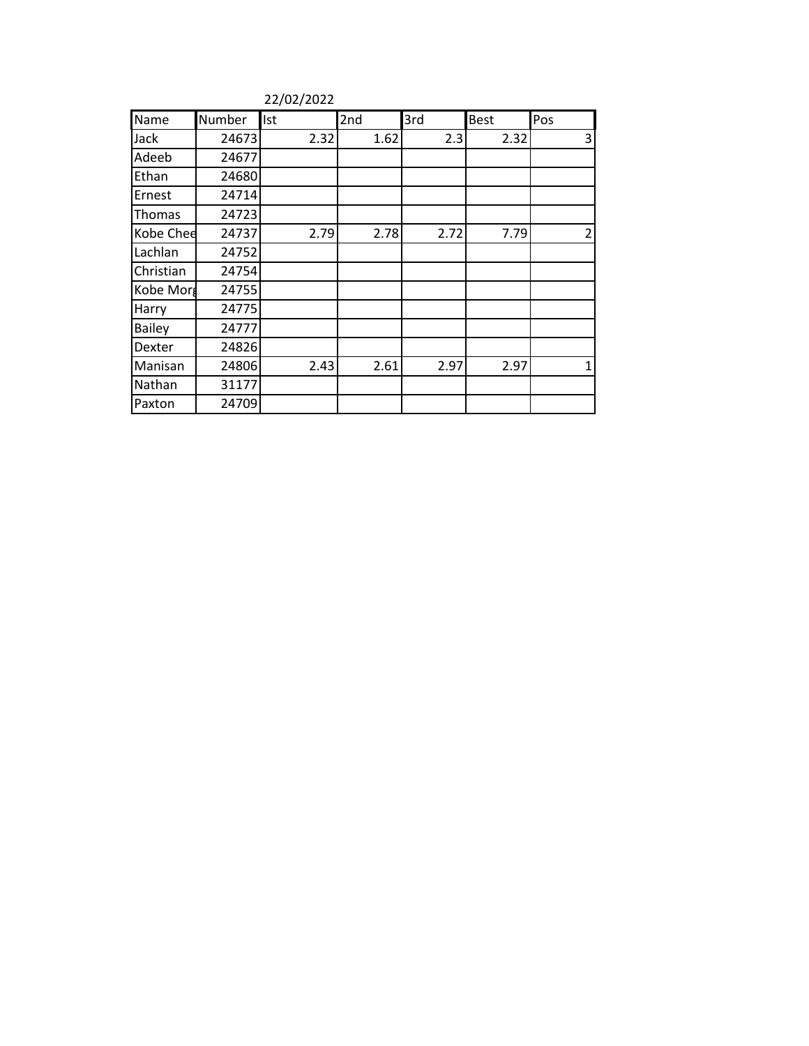22/02/2022

| Name | Number | Ist | 2nd | 3rd | Best | Pos |
|---|---|---|---|---|---|---|
| Jack | 24673 | 2.32 | 1.62 | 2.3 | 2.32 | 3 |
| Adeeb | 24677 | | | | | |
| Ethan | 24680 | | | | | |
| Ernest | 24714 | | | | | |
| Thomas | 24723 | | | | | |
| Kobe Chee | 24737 | 2.79 | 2.78 | 2.72 | 7.79 | 2 |
| Lachlan | 24752 | | | | | |
| Christian | 24754 | | | | | |
| Kobe Morg | 24755 | | | | | |
| Harry | 24775 | | | | | |
| Bailey | 24777 | | | | | |
| Dexter | 24826 | | | | | |
| Manisan | 24806 | 2.43 | 2.61 | 2.97 | 2.97 | 1 |
| Nathan | 31177 | | | | | |
| Paxton | 24709 | | | | | |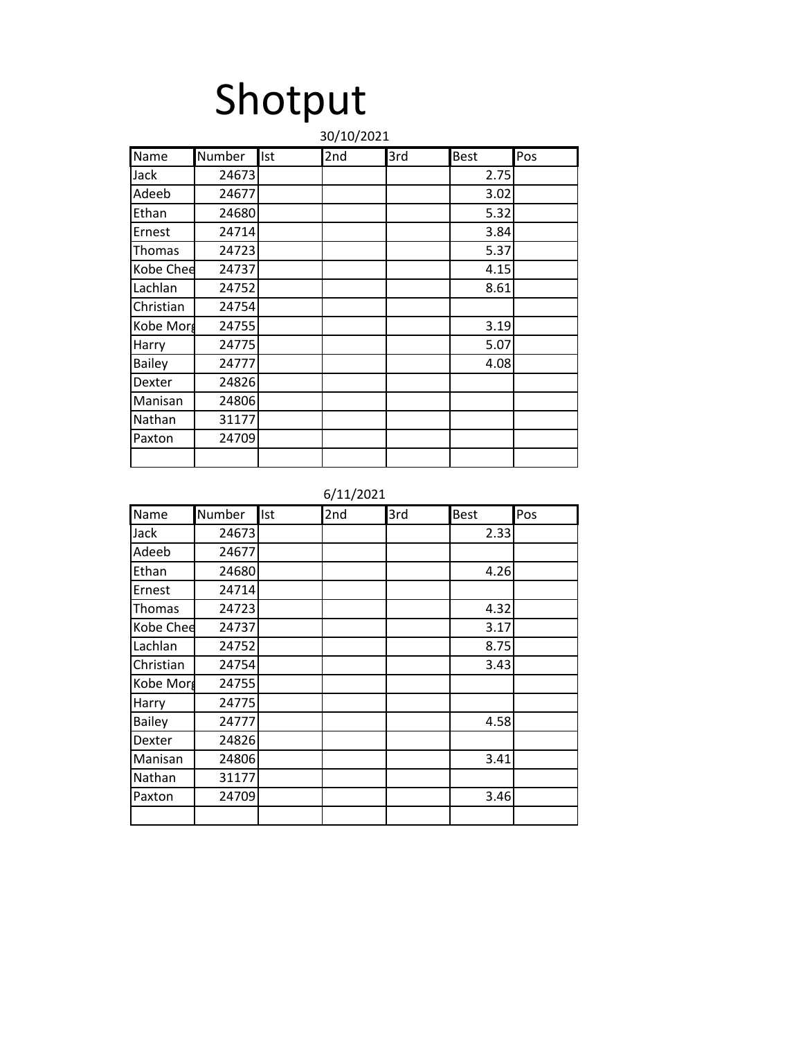# Shotput

30/10/2021

| Name | Number | Ist | 2nd | 3rd | Best | Pos |
|---|---|---|---|---|---|---|
| Jack | 24673 | | | | 2.75 | |
| Adeeb | 24677 | | | | 3.02 | |
| Ethan | 24680 | | | | 5.32 | |
| Ernest | 24714 | | | | 3.84 | |
| Thomas | 24723 | | | | 5.37 | |
| Kobe Chee | 24737 | | | | 4.15 | |
| Lachlan | 24752 | | | | 8.61 | |
| Christian | 24754 | | | | | |
| Kobe Morg | 24755 | | | | 3.19 | |
| Harry | 24775 | | | | 5.07 | |
| Bailey | 24777 | | | | 4.08 | |
| Dexter | 24826 | | | | | |
| Manisan | 24806 | | | | | |
| Nathan | 31177 | | | | | |
| Paxton | 24709 | | | | | |
| | | | | | | |

6/11/2021

| Name | Number | Ist | 2nd | 3rd | Best | Pos |
|---|---|---|---|---|---|---|
| Jack | 24673 | | | | 2.33 | |
| Adeeb | 24677 | | | | | |
| Ethan | 24680 | | | | 4.26 | |
| Ernest | 24714 | | | | | |
| Thomas | 24723 | | | | 4.32 | |
| Kobe Chee | 24737 | | | | 3.17 | |
| Lachlan | 24752 | | | | 8.75 | |
| Christian | 24754 | | | | 3.43 | |
| Kobe Morg | 24755 | | | | | |
| Harry | 24775 | | | | | |
| Bailey | 24777 | | | | 4.58 | |
| Dexter | 24826 | | | | | |
| Manisan | 24806 | | | | 3.41 | |
| Nathan | 31177 | | | | | |
| Paxton | 24709 | | | | 3.46 | |
| | | | | | | |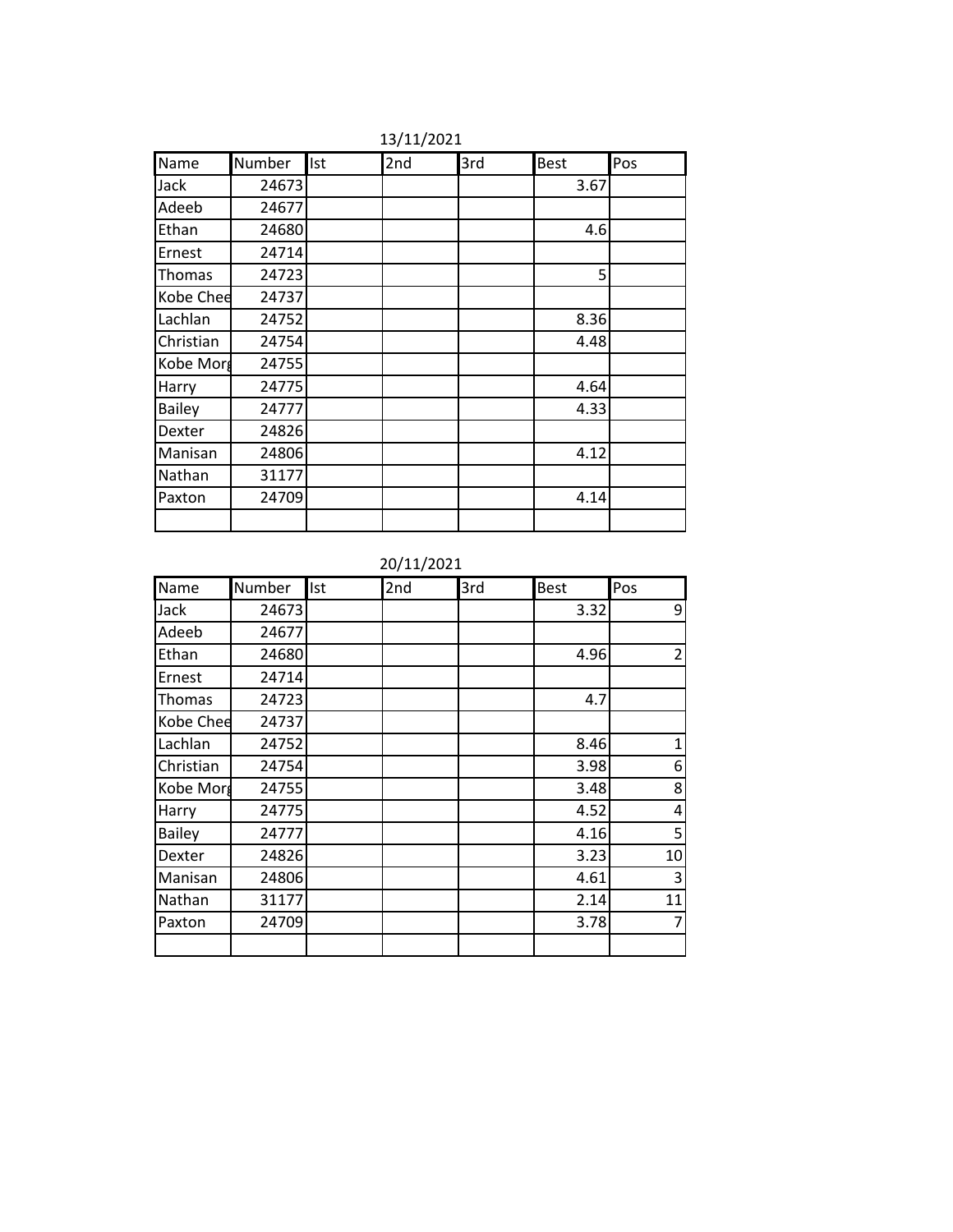13/11/2021

| Name | Number | Ist | 2nd | 3rd | Best | Pos |
|---|---|---|---|---|---|---|
| Jack | 24673 | | | | 3.67 | |
| Adeeb | 24677 | | | | | |
| Ethan | 24680 | | | | 4.6 | |
| Ernest | 24714 | | | | | |
| Thomas | 24723 | | | | 5 | |
| Kobe Chee | 24737 | | | | | |
| Lachlan | 24752 | | | | 8.36 | |
| Christian | 24754 | | | | 4.48 | |
| Kobe Morg | 24755 | | | | | |
| Harry | 24775 | | | | 4.64 | |
| Bailey | 24777 | | | | 4.33 | |
| Dexter | 24826 | | | | | |
| Manisan | 24806 | | | | 4.12 | |
| Nathan | 31177 | | | | | |
| Paxton | 24709 | | | | 4.14 | |
| | | | | | | |

20/11/2021

| Name | Number | Ist | 2nd | 3rd | Best | Pos |
|---|---|---|---|---|---|---|
| Jack | 24673 | | | | 3.32 | 9 |
| Adeeb | 24677 | | | | | |
| Ethan | 24680 | | | | 4.96 | 2 |
| Ernest | 24714 | | | | | |
| Thomas | 24723 | | | | 4.7 | |
| Kobe Chee | 24737 | | | | | |
| Lachlan | 24752 | | | | 8.46 | 1 |
| Christian | 24754 | | | | 3.98 | 6 |
| Kobe Morg | 24755 | | | | 3.48 | 8 |
| Harry | 24775 | | | | 4.52 | 4 |
| Bailey | 24777 | | | | 4.16 | 5 |
| Dexter | 24826 | | | | 3.23 | 10 |
| Manisan | 24806 | | | | 4.61 | 3 |
| Nathan | 31177 | | | | 2.14 | 11 |
| Paxton | 24709 | | | | 3.78 | 7 |
| | | | | | | |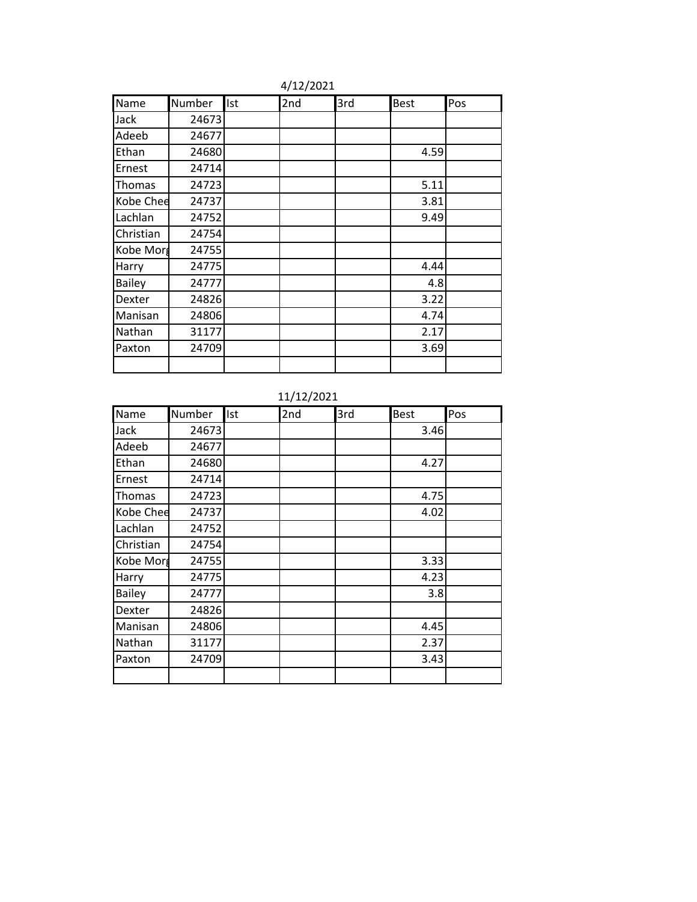4/12/2021

| Name | Number | Ist | 2nd | 3rd | Best | Pos |
|---|---|---|---|---|---|---|
| Jack | 24673 | | | | | |
| Adeeb | 24677 | | | | | |
| Ethan | 24680 | | | | 4.59 | |
| Ernest | 24714 | | | | | |
| Thomas | 24723 | | | | 5.11 | |
| Kobe Chee | 24737 | | | | 3.81 | |
| Lachlan | 24752 | | | | 9.49 | |
| Christian | 24754 | | | | | |
| Kobe Morg | 24755 | | | | | |
| Harry | 24775 | | | | 4.44 | |
| Bailey | 24777 | | | | 4.8 | |
| Dexter | 24826 | | | | 3.22 | |
| Manisan | 24806 | | | | 4.74 | |
| Nathan | 31177 | | | | 2.17 | |
| Paxton | 24709 | | | | 3.69 | |
| | | | | | | |

11/12/2021

| Name | Number | Ist | 2nd | 3rd | Best | Pos |
|---|---|---|---|---|---|---|
| Jack | 24673 | | | | 3.46 | |
| Adeeb | 24677 | | | | | |
| Ethan | 24680 | | | | 4.27 | |
| Ernest | 24714 | | | | | |
| Thomas | 24723 | | | | 4.75 | |
| Kobe Chee | 24737 | | | | 4.02 | |
| Lachlan | 24752 | | | | | |
| Christian | 24754 | | | | | |
| Kobe Morg | 24755 | | | | 3.33 | |
| Harry | 24775 | | | | 4.23 | |
| Bailey | 24777 | | | | 3.8 | |
| Dexter | 24826 | | | | | |
| Manisan | 24806 | | | | 4.45 | |
| Nathan | 31177 | | | | 2.37 | |
| Paxton | 24709 | | | | 3.43 | |
| | | | | | | |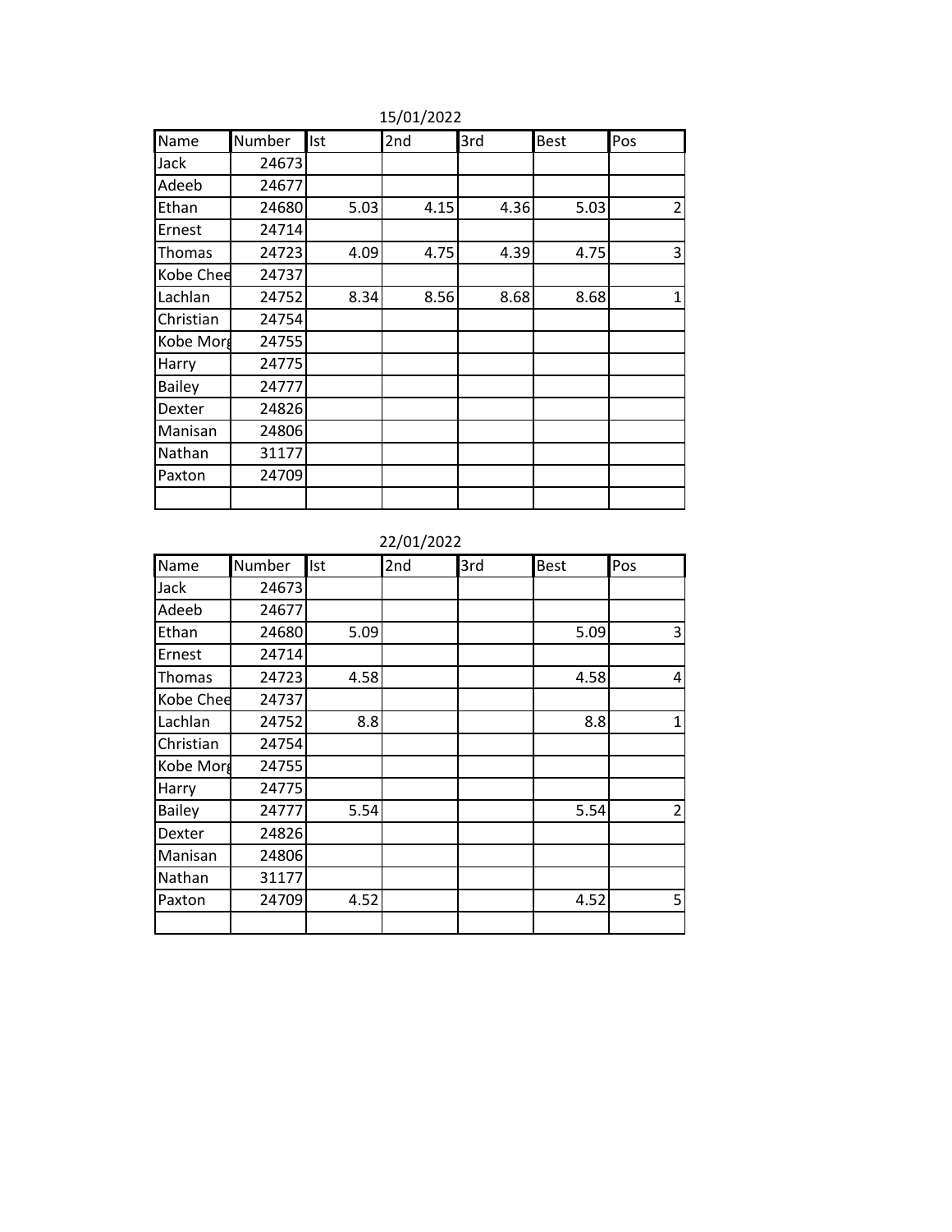15/01/2022

| Name | Number | Ist | 2nd | 3rd | Best | Pos |
|---|---|---|---|---|---|---|
| Jack | 24673 | | | | | |
| Adeeb | 24677 | | | | | |
| Ethan | 24680 | 5.03 | 4.15 | 4.36 | 5.03 | 2 |
| Ernest | 24714 | | | | | |
| Thomas | 24723 | 4.09 | 4.75 | 4.39 | 4.75 | 3 |
| Kobe Chee | 24737 | | | | | |
| Lachlan | 24752 | 8.34 | 8.56 | 8.68 | 8.68 | 1 |
| Christian | 24754 | | | | | |
| Kobe Morg | 24755 | | | | | |
| Harry | 24775 | | | | | |
| Bailey | 24777 | | | | | |
| Dexter | 24826 | | | | | |
| Manisan | 24806 | | | | | |
| Nathan | 31177 | | | | | |
| Paxton | 24709 | | | | | |
| | | | | | | |

22/01/2022

| Name | Number | Ist | 2nd | 3rd | Best | Pos |
|---|---|---|---|---|---|---|
| Jack | 24673 | | | | | |
| Adeeb | 24677 | | | | | |
| Ethan | 24680 | 5.09 | | | 5.09 | 3 |
| Ernest | 24714 | | | | | |
| Thomas | 24723 | 4.58 | | | 4.58 | 4 |
| Kobe Chee | 24737 | | | | | |
| Lachlan | 24752 | 8.8 | | | 8.8 | 1 |
| Christian | 24754 | | | | | |
| Kobe Morg | 24755 | | | | | |
| Harry | 24775 | | | | | |
| Bailey | 24777 | 5.54 | | | 5.54 | 2 |
| Dexter | 24826 | | | | | |
| Manisan | 24806 | | | | | |
| Nathan | 31177 | | | | | |
| Paxton | 24709 | 4.52 | | | 4.52 | 5 |
| | | | | | | |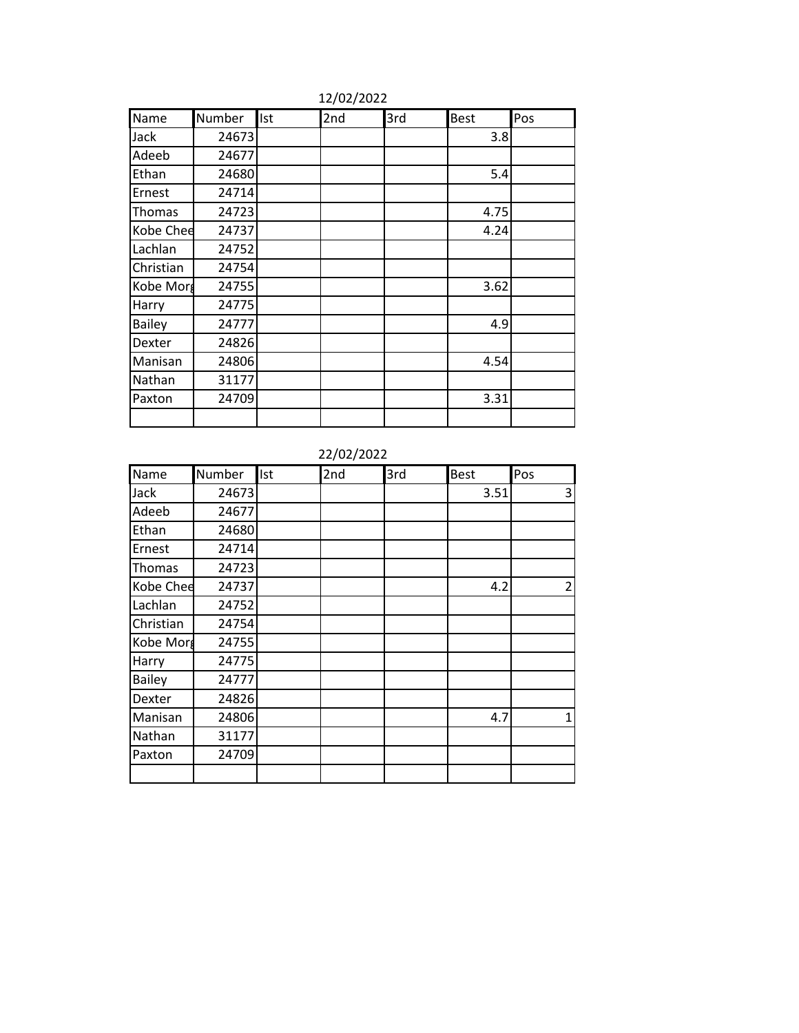12/02/2022

| Name | Number | Ist | 2nd | 3rd | Best | Pos |
|---|---|---|---|---|---|---|
| Jack | 24673 | | | | 3.8 | |
| Adeeb | 24677 | | | | | |
| Ethan | 24680 | | | | 5.4 | |
| Ernest | 24714 | | | | | |
| Thomas | 24723 | | | | 4.75 | |
| Kobe Chee | 24737 | | | | 4.24 | |
| Lachlan | 24752 | | | | | |
| Christian | 24754 | | | | | |
| Kobe Morg | 24755 | | | | 3.62 | |
| Harry | 24775 | | | | | |
| Bailey | 24777 | | | | 4.9 | |
| Dexter | 24826 | | | | | |
| Manisan | 24806 | | | | 4.54 | |
| Nathan | 31177 | | | | | |
| Paxton | 24709 | | | | 3.31 | |
| | | | | | | |

22/02/2022

| Name | Number | Ist | 2nd | 3rd | Best | Pos |
|---|---|---|---|---|---|---|
| Jack | 24673 | | | | 3.51 | 3 |
| Adeeb | 24677 | | | | | |
| Ethan | 24680 | | | | | |
| Ernest | 24714 | | | | | |
| Thomas | 24723 | | | | | |
| Kobe Chee | 24737 | | | | 4.2 | 2 |
| Lachlan | 24752 | | | | | |
| Christian | 24754 | | | | | |
| Kobe Morg | 24755 | | | | | |
| Harry | 24775 | | | | | |
| Bailey | 24777 | | | | | |
| Dexter | 24826 | | | | | |
| Manisan | 24806 | | | | 4.7 | 1 |
| Nathan | 31177 | | | | | |
| Paxton | 24709 | | | | | |
| | | | | | | |